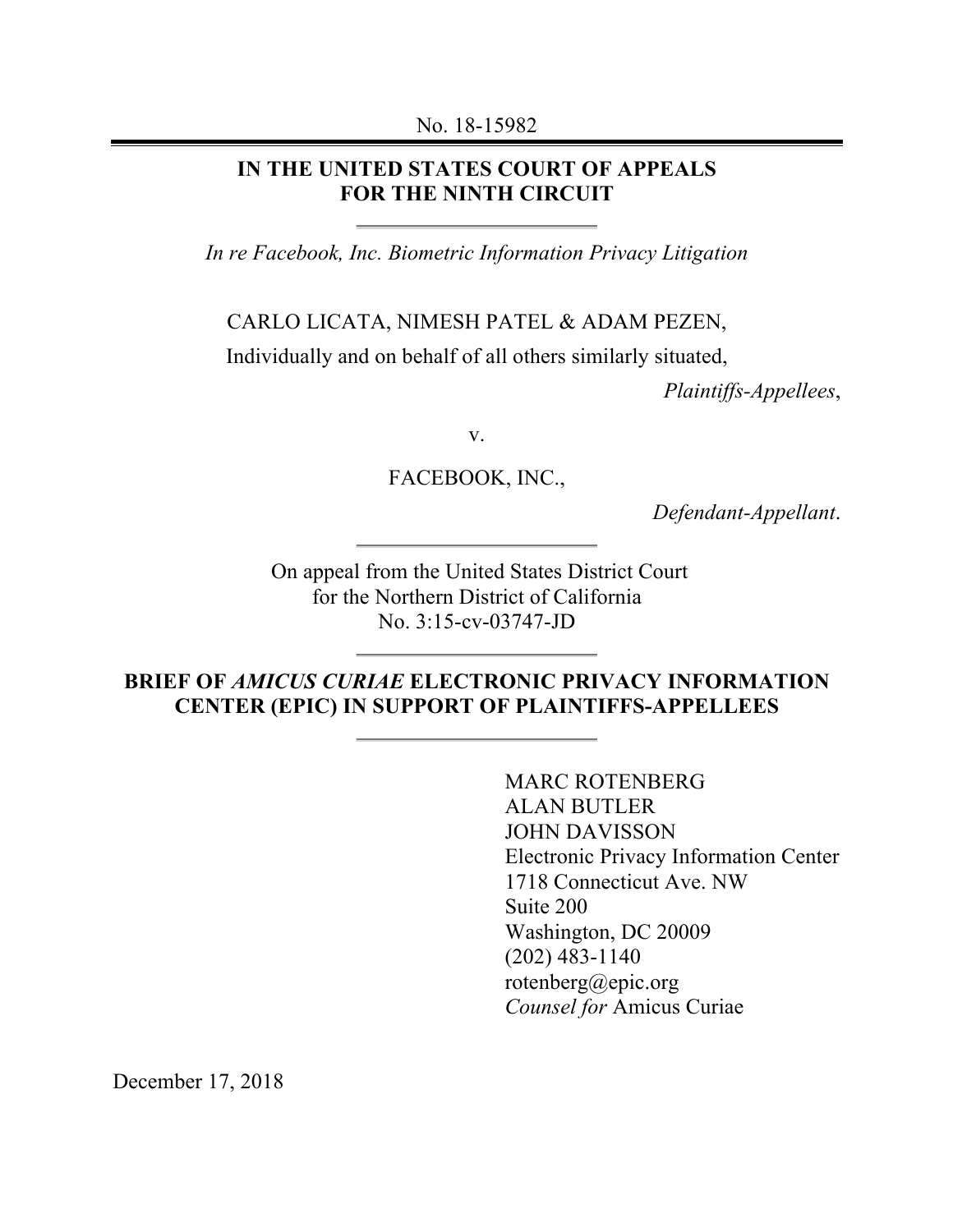No. 18-15982

---

**IN THE UNITED STATES COURT OF APPEALS**
**FOR THE NINTH CIRCUIT**

---

*In re Facebook, Inc. Biometric Information Privacy Litigation*

CARLO LICATA, NIMESH PATEL & ADAM PEZEN,

Individually and on behalf of all others similarly situated,

*Plaintiffs-Appellees*,

v.

FACEBOOK, INC.,

*Defendant-Appellant*.

---

On appeal from the United States District Court
for the Northern District of California
No. 3:15-cv-03747-JD

---

**BRIEF OF *AMICUS CURIAE* ELECTRONIC PRIVACY INFORMATION CENTER (EPIC) IN SUPPORT OF PLAINTIFFS-APPELLEES**

---

MARC ROTENBERG
ALAN BUTLER
JOHN DAVISSON
Electronic Privacy Information Center
1718 Connecticut Ave. NW
Suite 200
Washington, DC 20009
(202) 483-1140
rotenberg@epic.org
*Counsel for* Amicus Curiae

December 17, 2018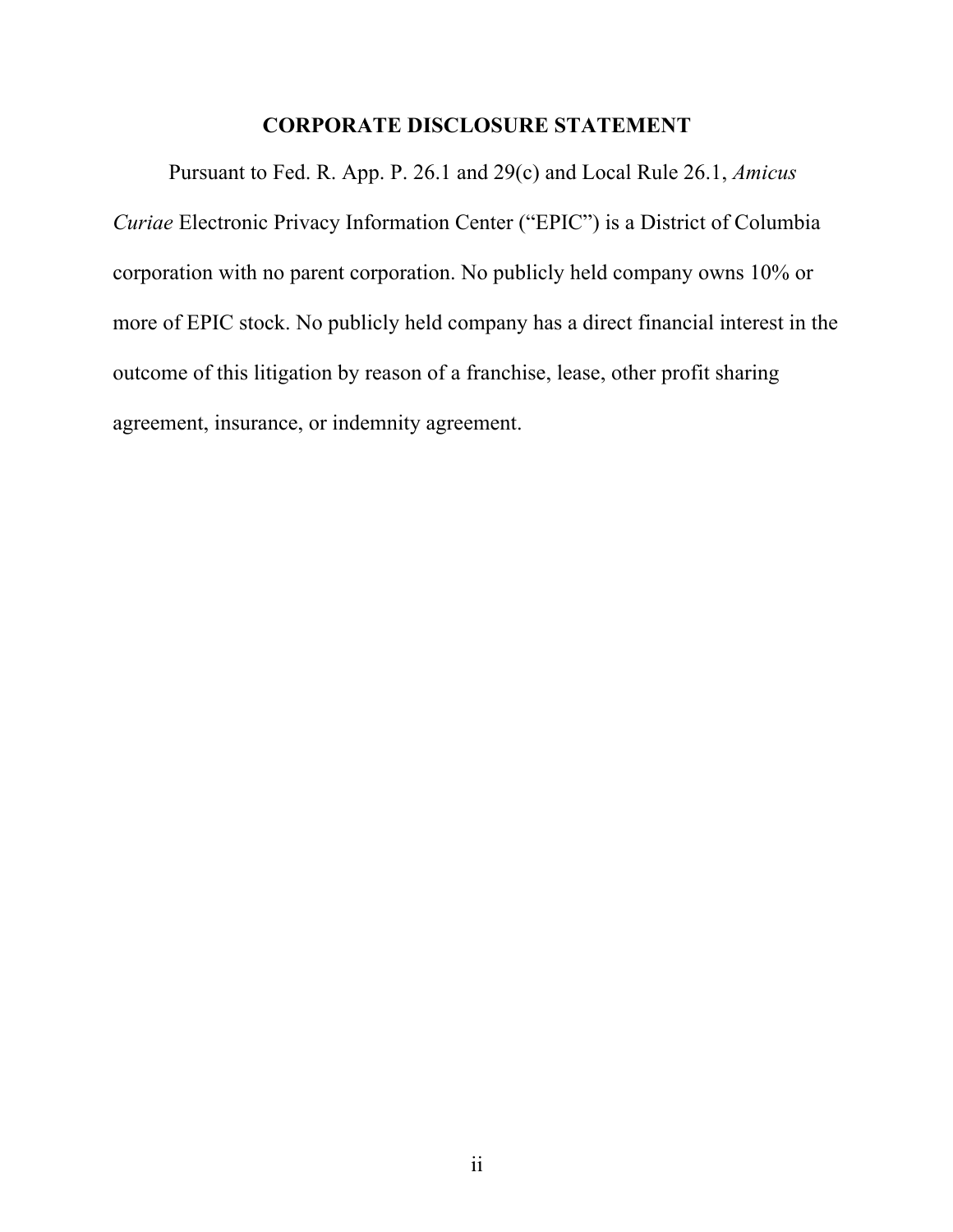# CORPORATE DISCLOSURE STATEMENT

Pursuant to Fed. R. App. P. 26.1 and 29(c) and Local Rule 26.1, *Amicus Curiae* Electronic Privacy Information Center ("EPIC") is a District of Columbia corporation with no parent corporation. No publicly held company owns 10% or more of EPIC stock. No publicly held company has a direct financial interest in the outcome of this litigation by reason of a franchise, lease, other profit sharing agreement, insurance, or indemnity agreement.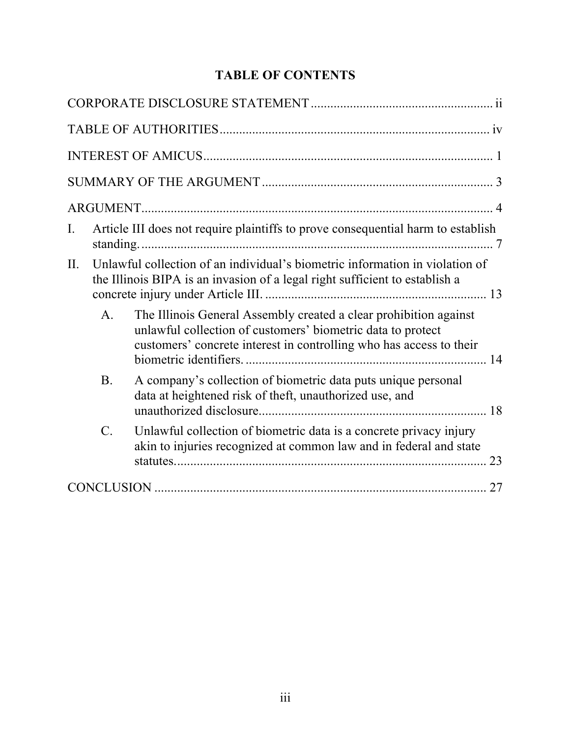# TABLE OF CONTENTS

CORPORATE DISCLOSURE STATEMENT ........................................................ ii

TABLE OF AUTHORITIES ................................................................................... iv

INTEREST OF AMICUS ......................................................................................... 1

SUMMARY OF THE ARGUMENT ....................................................................... 3

ARGUMENT ............................................................................................................ 4

I. Article III does not require plaintiffs to prove consequential harm to establish standing. ............................................................................................................ 7

II. Unlawful collection of an individual's biometric information in violation of the Illinois BIPA is an invasion of a legal right sufficient to establish a concrete injury under Article III. ................................................................... 13

   A. The Illinois General Assembly created a clear prohibition against unlawful collection of customers' biometric data to protect customers' concrete interest in controlling who has access to their biometric identifiers. .......................................................................... 14

   B. A company's collection of biometric data puts unique personal data at heightened risk of theft, unauthorized use, and unauthorized disclosure...................................................................... 18

   C. Unlawful collection of biometric data is a concrete privacy injury akin to injuries recognized at common law and in federal and state statutes................................................................................................. 23

CONCLUSION ...................................................................................................... 27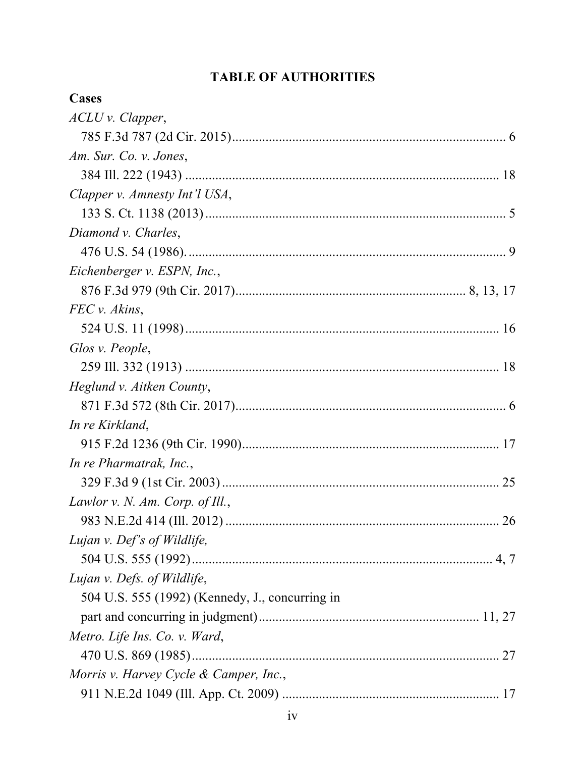# TABLE OF AUTHORITIES

## Cases

*ACLU v. Clapper*,
785 F.3d 787 (2d Cir. 2015) .................................................................................. 6

*Am. Sur. Co. v. Jones*,
384 Ill. 222 (1943) ............................................................................................... 18

*Clapper v. Amnesty Int'l USA*,
133 S. Ct. 1138 (2013) .......................................................................................... 5

*Diamond v. Charles*,
476 U.S. 54 (1986). ................................................................................................ 9

*Eichenberger v. ESPN, Inc.*,
876 F.3d 979 (9th Cir. 2017) ................................................................... 8, 13, 17

*FEC v. Akins*,
524 U.S. 11 (1998) ............................................................................................... 16

*Glos v. People*,
259 Ill. 332 (1913) ............................................................................................... 18

*Heglund v. Aitken County*,
871 F.3d 572 (8th Cir. 2017) .................................................................................. 6

*In re Kirkland*,
915 F.2d 1236 (9th Cir. 1990) .............................................................................. 17

*In re Pharmatrak, Inc.*,
329 F.3d 9 (1st Cir. 2003) .................................................................................... 25

*Lawlor v. N. Am. Corp. of Ill.*,
983 N.E.2d 414 (Ill. 2012) ................................................................................... 26

*Lujan v. Def's of Wildlife,*
504 U.S. 555 (1992) ........................................................................................... 4, 7

*Lujan v. Defs. of Wildlife*,
504 U.S. 555 (1992) (Kennedy, J., concurring in
part and concurring in judgment) .................................................................. 11, 27

*Metro. Life Ins. Co. v. Ward*,
470 U.S. 869 (1985) ............................................................................................. 27

*Morris v. Harvey Cycle & Camper, Inc.*,
911 N.E.2d 1049 (Ill. App. Ct. 2009) ................................................................. 17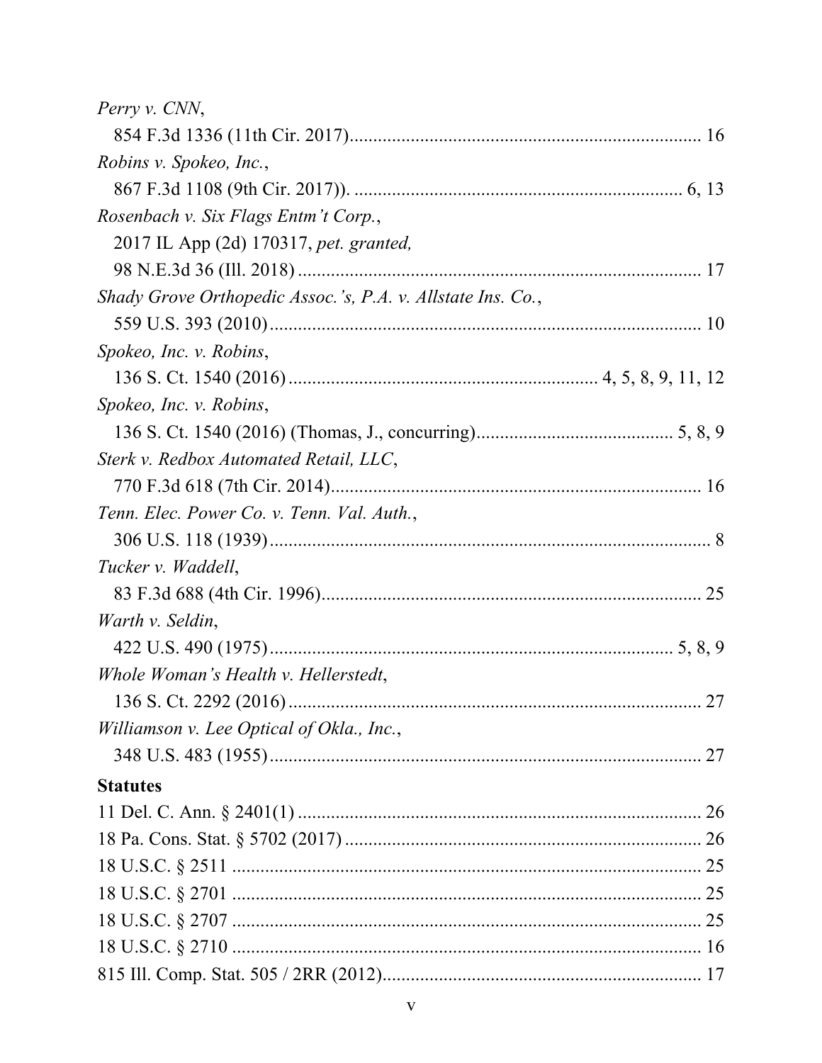*Perry v. CNN*,
854 F.3d 1336 (11th Cir. 2017)........................................................................... 16

*Robins v. Spokeo, Inc.*,
867 F.3d 1108 (9th Cir. 2017)). ...................................................................... 6, 13

*Rosenbach v. Six Flags Entm't Corp.*,
2017 IL App (2d) 170317, *pet. granted,*
98 N.E.3d 36 (Ill. 2018) ..................................................................................... 17

*Shady Grove Orthopedic Assoc.'s, P.A. v. Allstate Ins. Co.*,
559 U.S. 393 (2010)........................................................................................... 10

*Spokeo, Inc. v. Robins*,
136 S. Ct. 1540 (2016) ................................................................. 4, 5, 8, 9, 11, 12

*Spokeo, Inc. v. Robins*,
136 S. Ct. 1540 (2016) (Thomas, J., concurring).......................................... 5, 8, 9

*Sterk v. Redbox Automated Retail, LLC*,
770 F.3d 618 (7th Cir. 2014)............................................................................... 16

*Tenn. Elec. Power Co. v. Tenn. Val. Auth.*,
306 U.S. 118 (1939).............................................................................................. 8

*Tucker v. Waddell*,
83 F.3d 688 (4th Cir. 1996)................................................................................. 25

*Warth v. Seldin*,
422 U.S. 490 (1975)...................................................................................... 5, 8, 9

*Whole Woman's Health v. Hellerstedt*,
136 S. Ct. 2292 (2016) ....................................................................................... 27

*Williamson v. Lee Optical of Okla., Inc.*,
348 U.S. 483 (1955)............................................................................................ 27

**Statutes**

11 Del. C. Ann. § 2401(1) ...................................................................................... 26

18 Pa. Cons. Stat. § 5702 (2017) ............................................................................ 26

18 U.S.C. § 2511 .................................................................................................... 25

18 U.S.C. § 2701 .................................................................................................... 25

18 U.S.C. § 2707 .................................................................................................... 25

18 U.S.C. § 2710 .................................................................................................... 16

815 Ill. Comp. Stat. 505 / 2RR (2012).................................................................... 17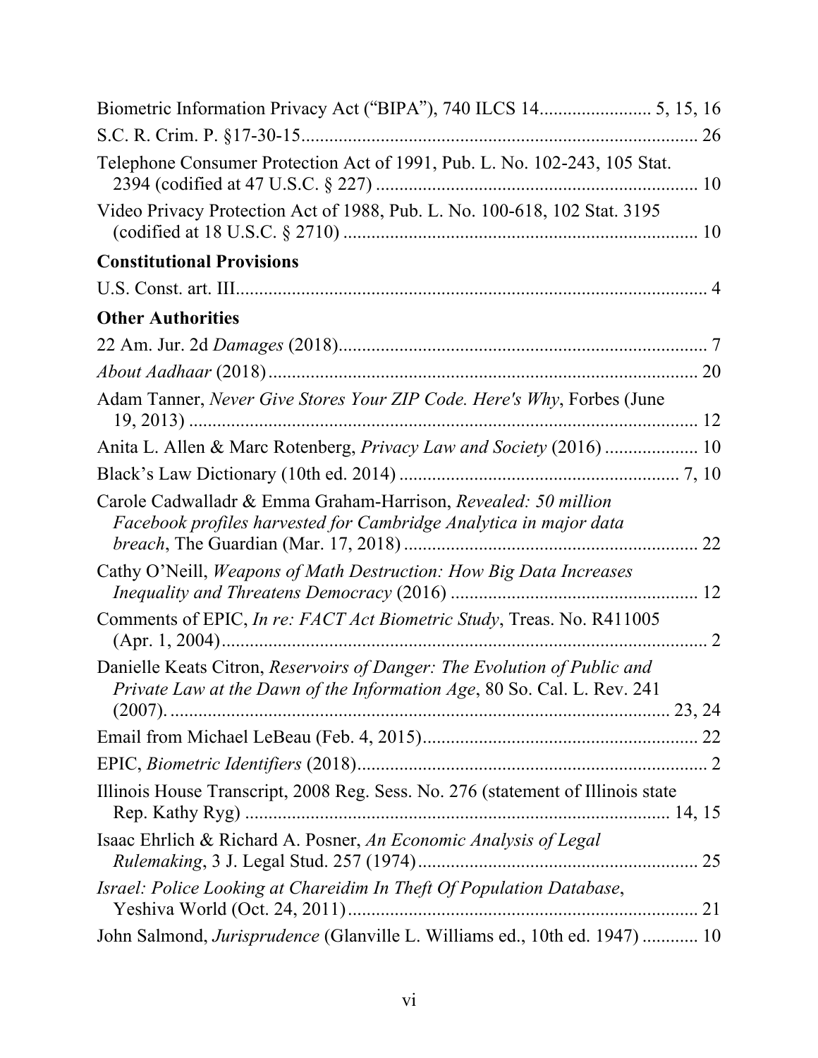Biometric Information Privacy Act ("BIPA"), 740 ILCS 14....................... 5, 15, 16

S.C. R. Crim. P. §17-30-15.................................................................................... 26

Telephone Consumer Protection Act of 1991, Pub. L. No. 102-243, 105 Stat. 2394 (codified at 47 U.S.C. § 227) ..................................................................... 10

Video Privacy Protection Act of 1988, Pub. L. No. 100-618, 102 Stat. 3195 (codified at 18 U.S.C. § 2710) ............................................................................ 10

**Constitutional Provisions**

U.S. Const. art. III..................................................................................................... 4

**Other Authorities**

22 Am. Jur. 2d *Damages* (2018)............................................................................... 7

*About Aadhaar* (2018)............................................................................................ 20

Adam Tanner, *Never Give Stores Your ZIP Code. Here's Why*, Forbes (June 19, 2013) .............................................................................................................. 12

Anita L. Allen & Marc Rotenberg, *Privacy Law and Society* (2016) .................... 10

Black's Law Dictionary (10th ed. 2014) ........................................................... 7, 10

Carole Cadwalladr & Emma Graham-Harrison, *Revealed: 50 million Facebook profiles harvested for Cambridge Analytica in major data breach*, The Guardian (Mar. 17, 2018) .............................................................. 22

Cathy O'Neill, *Weapons of Math Destruction: How Big Data Increases Inequality and Threatens Democracy* (2016) ..................................................... 12

Comments of EPIC, *In re: FACT Act Biometric Study*, Treas. No. R411005 (Apr. 1, 2004)......................................................................................................... 2

Danielle Keats Citron, *Reservoirs of Danger: The Evolution of Public and Private Law at the Dawn of the Information Age*, 80 So. Cal. L. Rev. 241 (2007)........................................................................................................... 23, 24

Email from Michael LeBeau (Feb. 4, 2015)........................................................... 22

EPIC, *Biometric Identifiers* (2018)........................................................................... 2

Illinois House Transcript, 2008 Reg. Sess. No. 276 (statement of Illinois state Rep. Kathy Ryg) ........................................................................................... 14, 15

Isaac Ehrlich & Richard A. Posner, *An Economic Analysis of Legal Rulemaking*, 3 J. Legal Stud. 257 (1974)............................................................ 25

*Israel: Police Looking at Chareidim In Theft Of Population Database*, Yeshiva World (Oct. 24, 2011)........................................................................... 21

John Salmond, *Jurisprudence* (Glanville L. Williams ed., 10th ed. 1947) ............ 10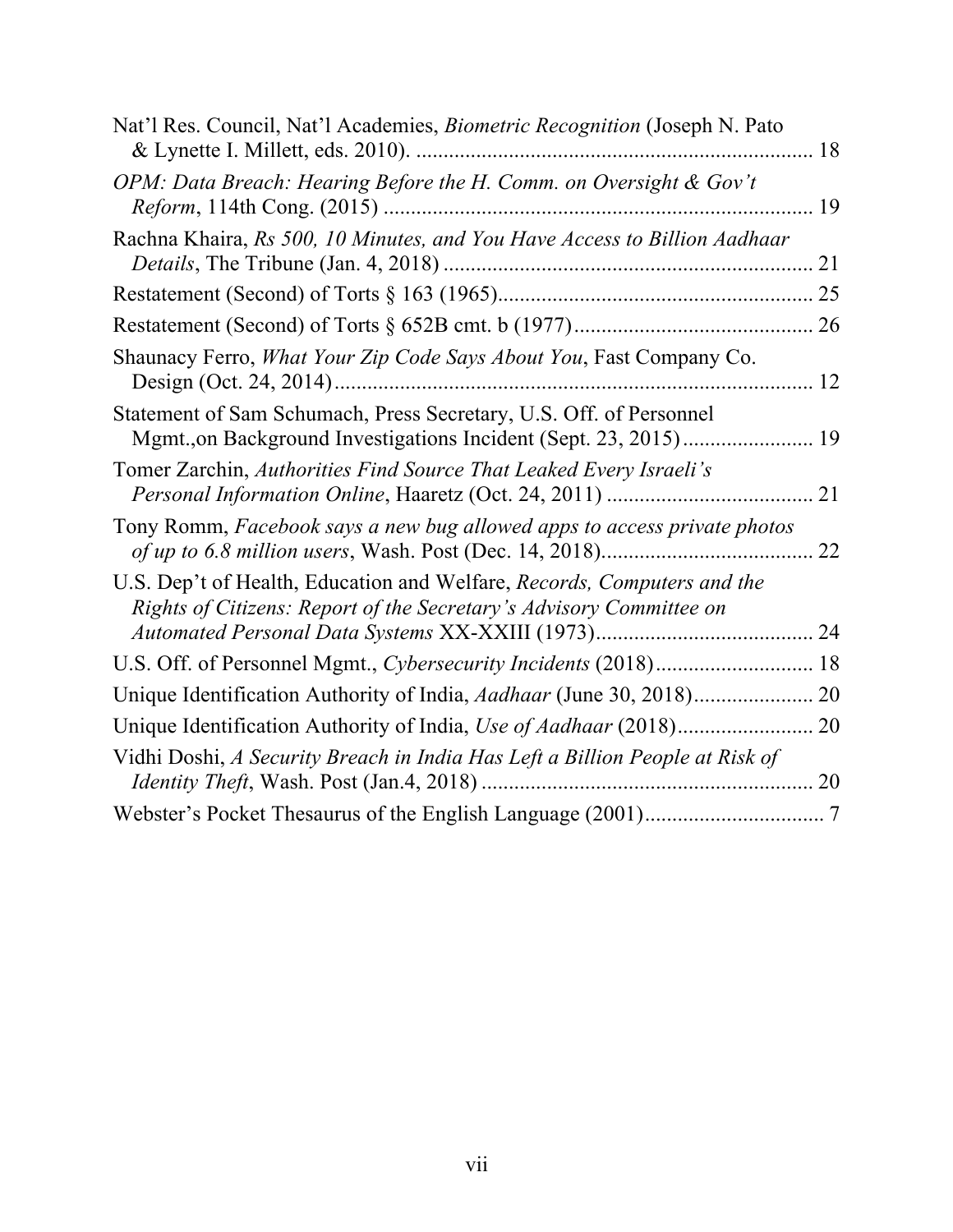Nat'l Res. Council, Nat'l Academies, *Biometric Recognition* (Joseph N. Pato & Lynette I. Millett, eds. 2010). ........................................................................ 18

*OPM: Data Breach: Hearing Before the H. Comm. on Oversight & Gov't Reform*, 114th Cong. (2015) .............................................................................. 19

Rachna Khaira, *Rs 500, 10 Minutes, and You Have Access to Billion Aadhaar Details*, The Tribune (Jan. 4, 2018) ................................................................... 21

Restatement (Second) of Torts § 163 (1965)......................................................... 25

Restatement (Second) of Torts § 652B cmt. b (1977)........................................... 26

Shaunacy Ferro, *What Your Zip Code Says About You*, Fast Company Co. Design (Oct. 24, 2014)...................................................................................... 12

Statement of Sam Schumach, Press Secretary, U.S. Off. of Personnel Mgmt.,on Background Investigations Incident (Sept. 23, 2015)........................ 19

Tomer Zarchin, *Authorities Find Source That Leaked Every Israeli's Personal Information Online*, Haaretz (Oct. 24, 2011) ...................................... 21

Tony Romm, *Facebook says a new bug allowed apps to access private photos of up to 6.8 million users*, Wash. Post (Dec. 14, 2018)........................................ 22

U.S. Dep't of Health, Education and Welfare, *Records, Computers and the Rights of Citizens: Report of the Secretary's Advisory Committee on Automated Personal Data Systems* XX-XXIII (1973)........................................ 24

U.S. Off. of Personnel Mgmt., *Cybersecurity Incidents* (2018)............................. 18

Unique Identification Authority of India, *Aadhaar* (June 30, 2018)...................... 20

Unique Identification Authority of India, *Use of Aadhaar* (2018)......................... 20

Vidhi Doshi, *A Security Breach in India Has Left a Billion People at Risk of Identity Theft*, Wash. Post (Jan.4, 2018) ............................................................ 20

Webster's Pocket Thesaurus of the English Language (2001)................................. 7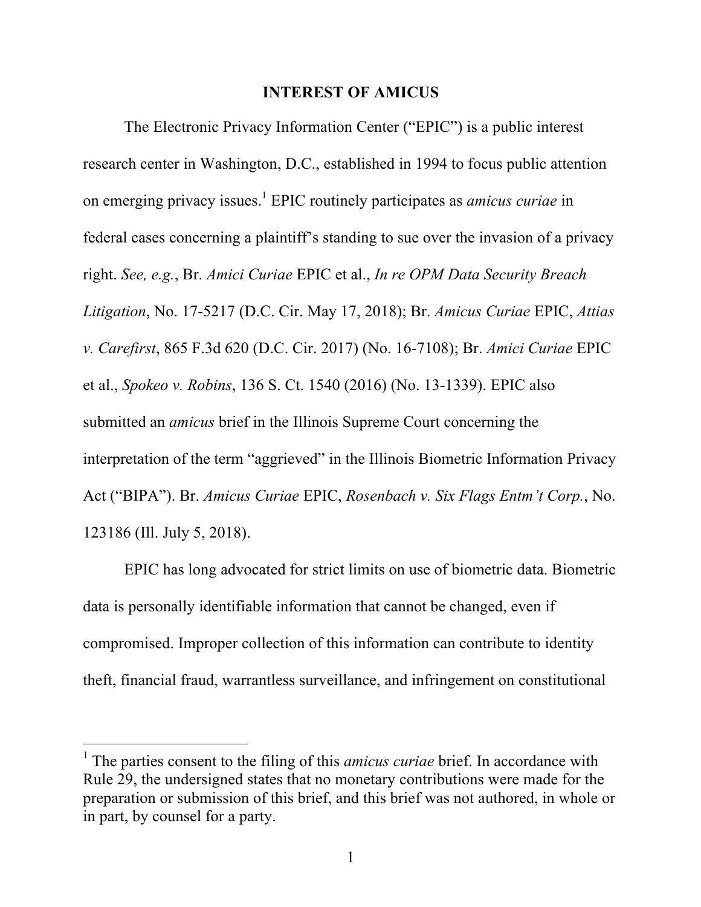## INTEREST OF AMICUS

The Electronic Privacy Information Center ("EPIC") is a public interest research center in Washington, D.C., established in 1994 to focus public attention on emerging privacy issues.[1] EPIC routinely participates as *amicus curiae* in federal cases concerning a plaintiff's standing to sue over the invasion of a privacy right. *See, e.g.*, Br. *Amici Curiae* EPIC et al., *In re OPM Data Security Breach Litigation*, No. 17-5217 (D.C. Cir. May 17, 2018); Br. *Amicus Curiae* EPIC, *Attias v. Carefirst*, 865 F.3d 620 (D.C. Cir. 2017) (No. 16-7108); Br. *Amici Curiae* EPIC et al., *Spokeo v. Robins*, 136 S. Ct. 1540 (2016) (No. 13-1339). EPIC also submitted an *amicus* brief in the Illinois Supreme Court concerning the interpretation of the term "aggrieved" in the Illinois Biometric Information Privacy Act ("BIPA"). Br. *Amicus Curiae* EPIC, *Rosenbach v. Six Flags Entm't Corp.*, No. 123186 (Ill. July 5, 2018).

EPIC has long advocated for strict limits on use of biometric data. Biometric data is personally identifiable information that cannot be changed, even if compromised. Improper collection of this information can contribute to identity theft, financial fraud, warrantless surveillance, and infringement on constitutional

[1] The parties consent to the filing of this *amicus curiae* brief. In accordance with Rule 29, the undersigned states that no monetary contributions were made for the preparation or submission of this brief, and this brief was not authored, in whole or in part, by counsel for a party.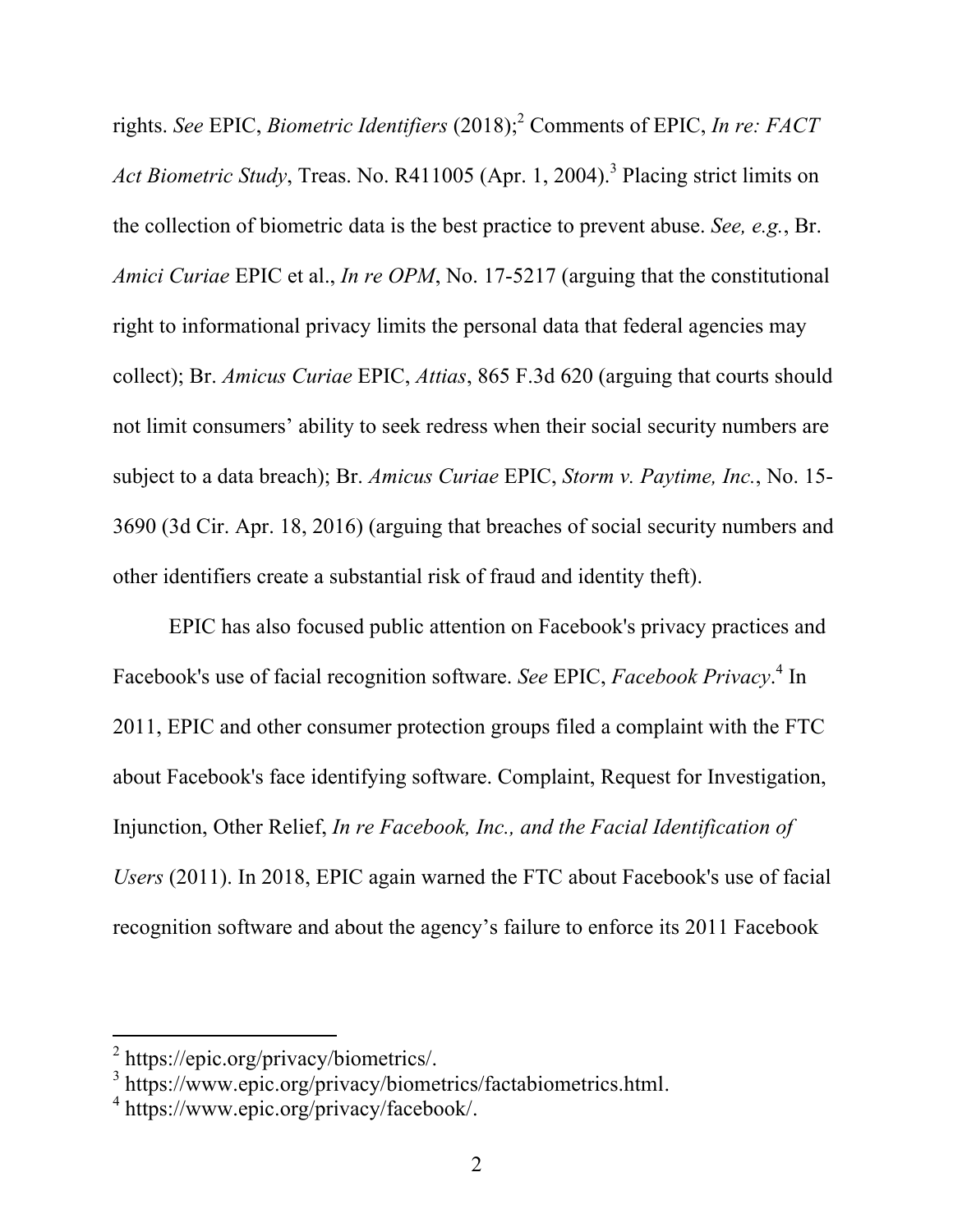rights. *See* EPIC, *Biometric Identifiers* (2018);[2] Comments of EPIC, *In re: FACT Act Biometric Study*, Treas. No. R411005 (Apr. 1, 2004).[3] Placing strict limits on the collection of biometric data is the best practice to prevent abuse. *See, e.g.*, Br. *Amici Curiae* EPIC et al., *In re OPM*, No. 17-5217 (arguing that the constitutional right to informational privacy limits the personal data that federal agencies may collect); Br. *Amicus Curiae* EPIC, *Attias*, 865 F.3d 620 (arguing that courts should not limit consumers' ability to seek redress when their social security numbers are subject to a data breach); Br. *Amicus Curiae* EPIC, *Storm v. Paytime, Inc.*, No. 15-3690 (3d Cir. Apr. 18, 2016) (arguing that breaches of social security numbers and other identifiers create a substantial risk of fraud and identity theft).

EPIC has also focused public attention on Facebook's privacy practices and Facebook's use of facial recognition software. *See* EPIC, *Facebook Privacy*.[4] In 2011, EPIC and other consumer protection groups filed a complaint with the FTC about Facebook's face identifying software. Complaint, Request for Investigation, Injunction, Other Relief, *In re Facebook, Inc., and the Facial Identification of Users* (2011). In 2018, EPIC again warned the FTC about Facebook's use of facial recognition software and about the agency's failure to enforce its 2011 Facebook

---

[2] https://epic.org/privacy/biometrics/.

[3] https://www.epic.org/privacy/biometrics/factabiometrics.html.

[4] https://www.epic.org/privacy/facebook/.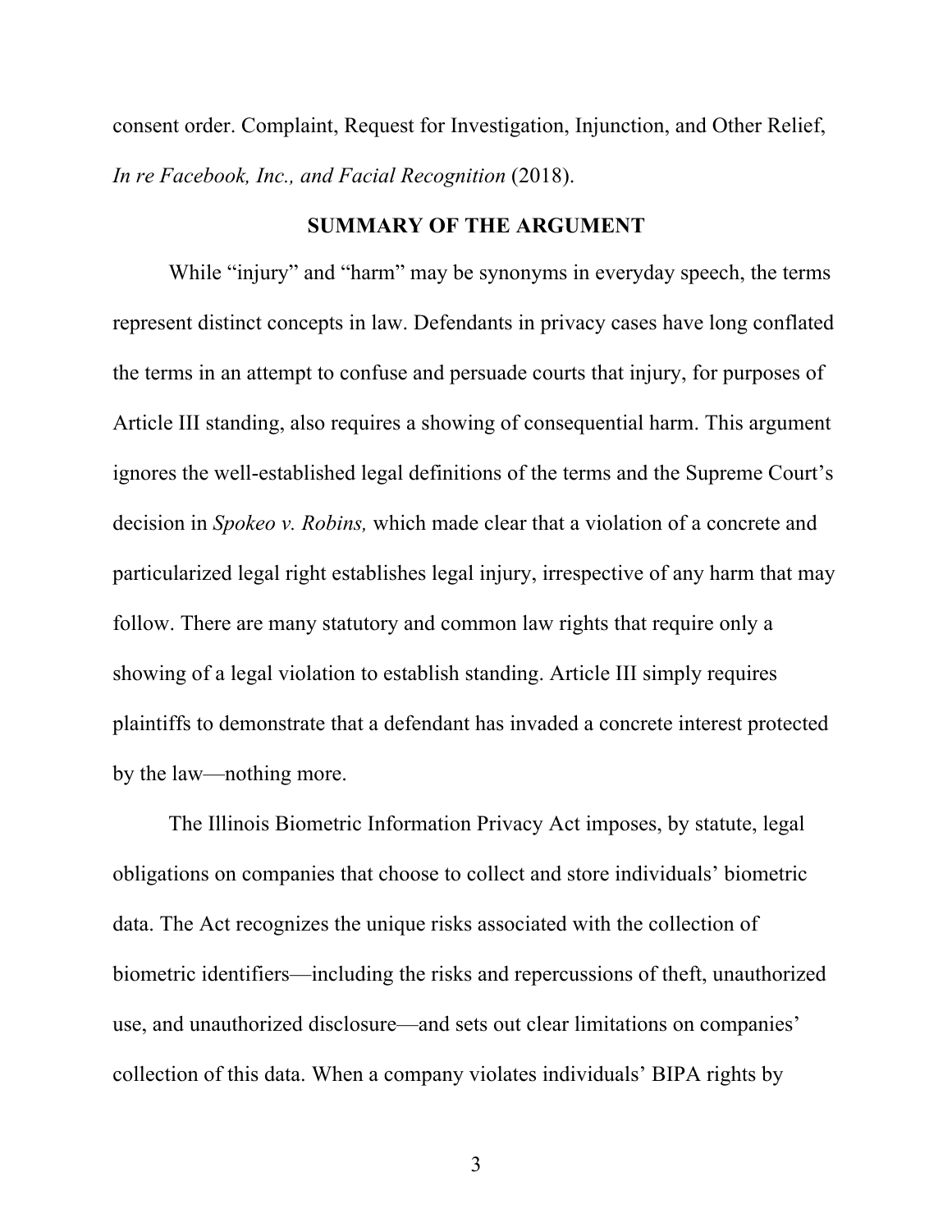consent order. Complaint, Request for Investigation, Injunction, and Other Relief, *In re Facebook, Inc., and Facial Recognition* (2018).

## SUMMARY OF THE ARGUMENT

While "injury" and "harm" may be synonyms in everyday speech, the terms represent distinct concepts in law. Defendants in privacy cases have long conflated the terms in an attempt to confuse and persuade courts that injury, for purposes of Article III standing, also requires a showing of consequential harm. This argument ignores the well-established legal definitions of the terms and the Supreme Court's decision in *Spokeo v. Robins,* which made clear that a violation of a concrete and particularized legal right establishes legal injury, irrespective of any harm that may follow. There are many statutory and common law rights that require only a showing of a legal violation to establish standing. Article III simply requires plaintiffs to demonstrate that a defendant has invaded a concrete interest protected by the law—nothing more.

The Illinois Biometric Information Privacy Act imposes, by statute, legal obligations on companies that choose to collect and store individuals' biometric data. The Act recognizes the unique risks associated with the collection of biometric identifiers—including the risks and repercussions of theft, unauthorized use, and unauthorized disclosure—and sets out clear limitations on companies' collection of this data. When a company violates individuals' BIPA rights by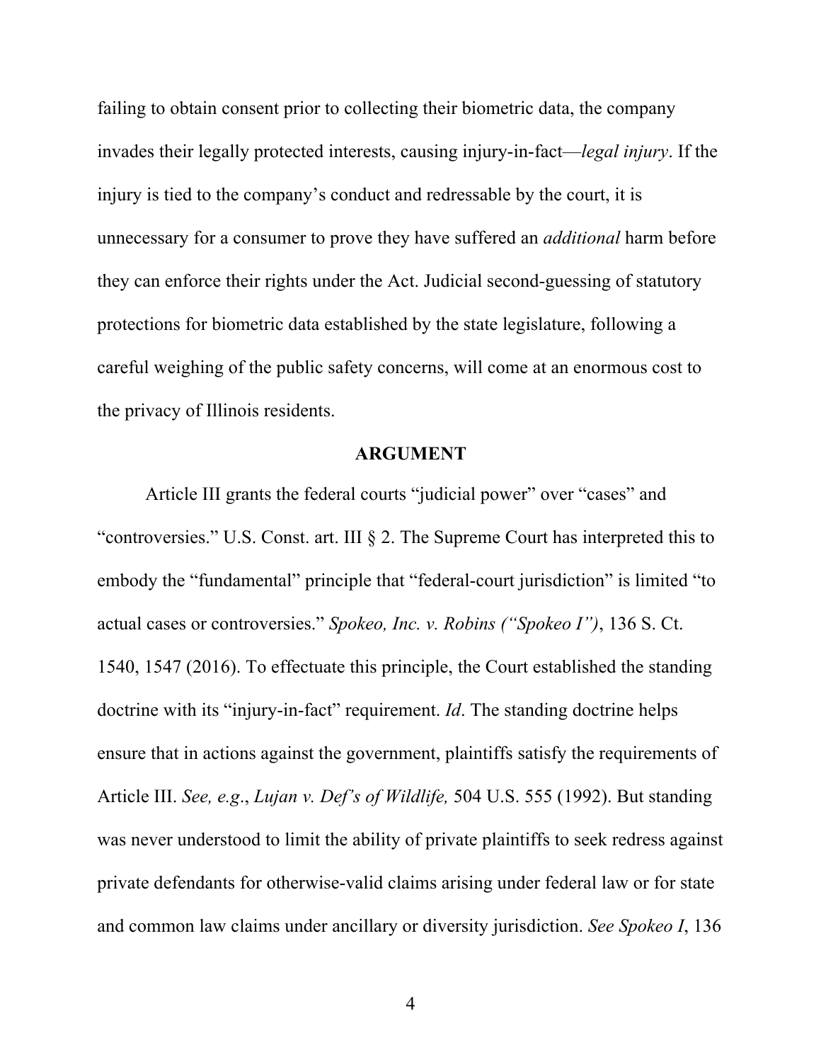failing to obtain consent prior to collecting their biometric data, the company invades their legally protected interests, causing injury-in-fact—*legal injury*. If the injury is tied to the company's conduct and redressable by the court, it is unnecessary for a consumer to prove they have suffered an *additional* harm before they can enforce their rights under the Act. Judicial second-guessing of statutory protections for biometric data established by the state legislature, following a careful weighing of the public safety concerns, will come at an enormous cost to the privacy of Illinois residents.

## ARGUMENT

Article III grants the federal courts "judicial power" over "cases" and "controversies." U.S. Const. art. III § 2. The Supreme Court has interpreted this to embody the "fundamental" principle that "federal-court jurisdiction" is limited "to actual cases or controversies." *Spokeo, Inc. v. Robins ("Spokeo I")*, 136 S. Ct. 1540, 1547 (2016). To effectuate this principle, the Court established the standing doctrine with its "injury-in-fact" requirement. *Id*. The standing doctrine helps ensure that in actions against the government, plaintiffs satisfy the requirements of Article III. *See, e.g.*, *Lujan v. Def's of Wildlife,* 504 U.S. 555 (1992). But standing was never understood to limit the ability of private plaintiffs to seek redress against private defendants for otherwise-valid claims arising under federal law or for state and common law claims under ancillary or diversity jurisdiction. *See Spokeo I*, 136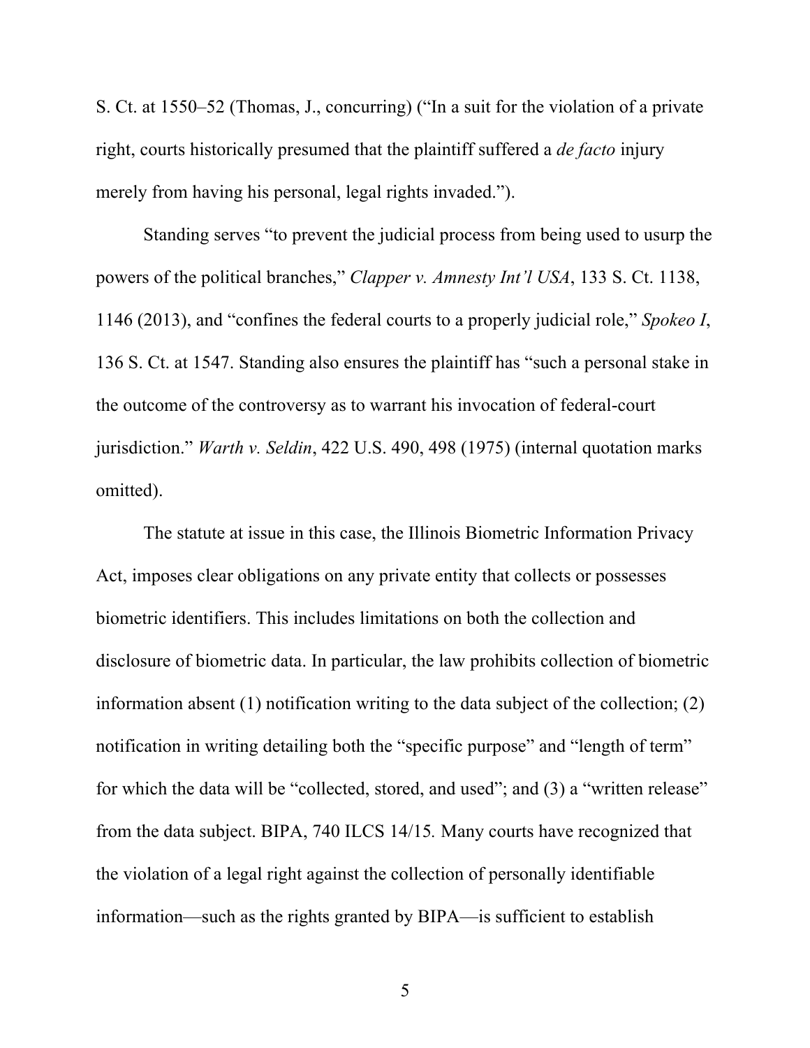S. Ct. at 1550–52 (Thomas, J., concurring) ("In a suit for the violation of a private right, courts historically presumed that the plaintiff suffered a *de facto* injury merely from having his personal, legal rights invaded.").

Standing serves "to prevent the judicial process from being used to usurp the powers of the political branches," *Clapper v. Amnesty Int'l USA*, 133 S. Ct. 1138, 1146 (2013), and "confines the federal courts to a properly judicial role," *Spokeo I*, 136 S. Ct. at 1547. Standing also ensures the plaintiff has "such a personal stake in the outcome of the controversy as to warrant his invocation of federal-court jurisdiction." *Warth v. Seldin*, 422 U.S. 490, 498 (1975) (internal quotation marks omitted).

The statute at issue in this case, the Illinois Biometric Information Privacy Act, imposes clear obligations on any private entity that collects or possesses biometric identifiers. This includes limitations on both the collection and disclosure of biometric data. In particular, the law prohibits collection of biometric information absent (1) notification writing to the data subject of the collection; (2) notification in writing detailing both the "specific purpose" and "length of term" for which the data will be "collected, stored, and used"; and (3) a "written release" from the data subject. BIPA, 740 ILCS 14/15. Many courts have recognized that the violation of a legal right against the collection of personally identifiable information—such as the rights granted by BIPA—is sufficient to establish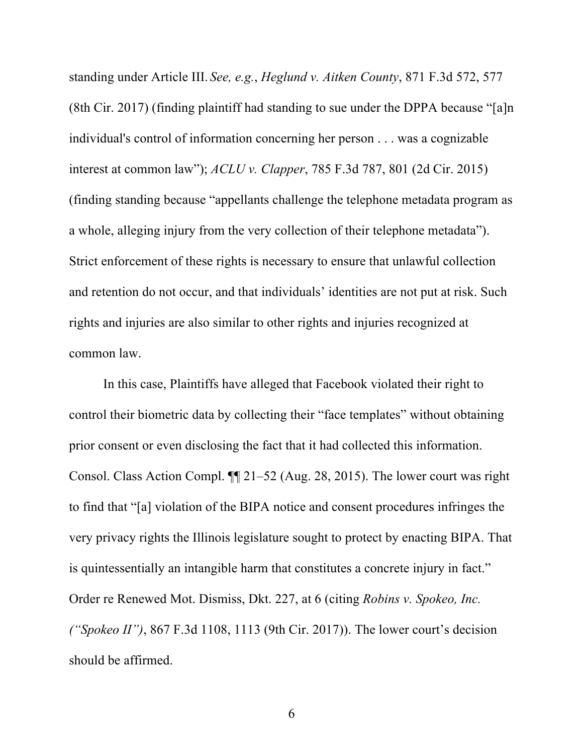standing under Article III. *See, e.g.*, *Heglund v. Aitken County*, 871 F.3d 572, 577 (8th Cir. 2017) (finding plaintiff had standing to sue under the DPPA because "[a]n individual's control of information concerning her person . . . was a cognizable interest at common law"); *ACLU v. Clapper*, 785 F.3d 787, 801 (2d Cir. 2015) (finding standing because "appellants challenge the telephone metadata program as a whole, alleging injury from the very collection of their telephone metadata"). Strict enforcement of these rights is necessary to ensure that unlawful collection and retention do not occur, and that individuals' identities are not put at risk. Such rights and injuries are also similar to other rights and injuries recognized at common law.

In this case, Plaintiffs have alleged that Facebook violated their right to control their biometric data by collecting their "face templates" without obtaining prior consent or even disclosing the fact that it had collected this information. Consol. Class Action Compl. ¶¶ 21–52 (Aug. 28, 2015). The lower court was right to find that "[a] violation of the BIPA notice and consent procedures infringes the very privacy rights the Illinois legislature sought to protect by enacting BIPA. That is quintessentially an intangible harm that constitutes a concrete injury in fact." Order re Renewed Mot. Dismiss, Dkt. 227, at 6 (citing *Robins v. Spokeo, Inc. ("Spokeo II")*, 867 F.3d 1108, 1113 (9th Cir. 2017)). The lower court's decision should be affirmed.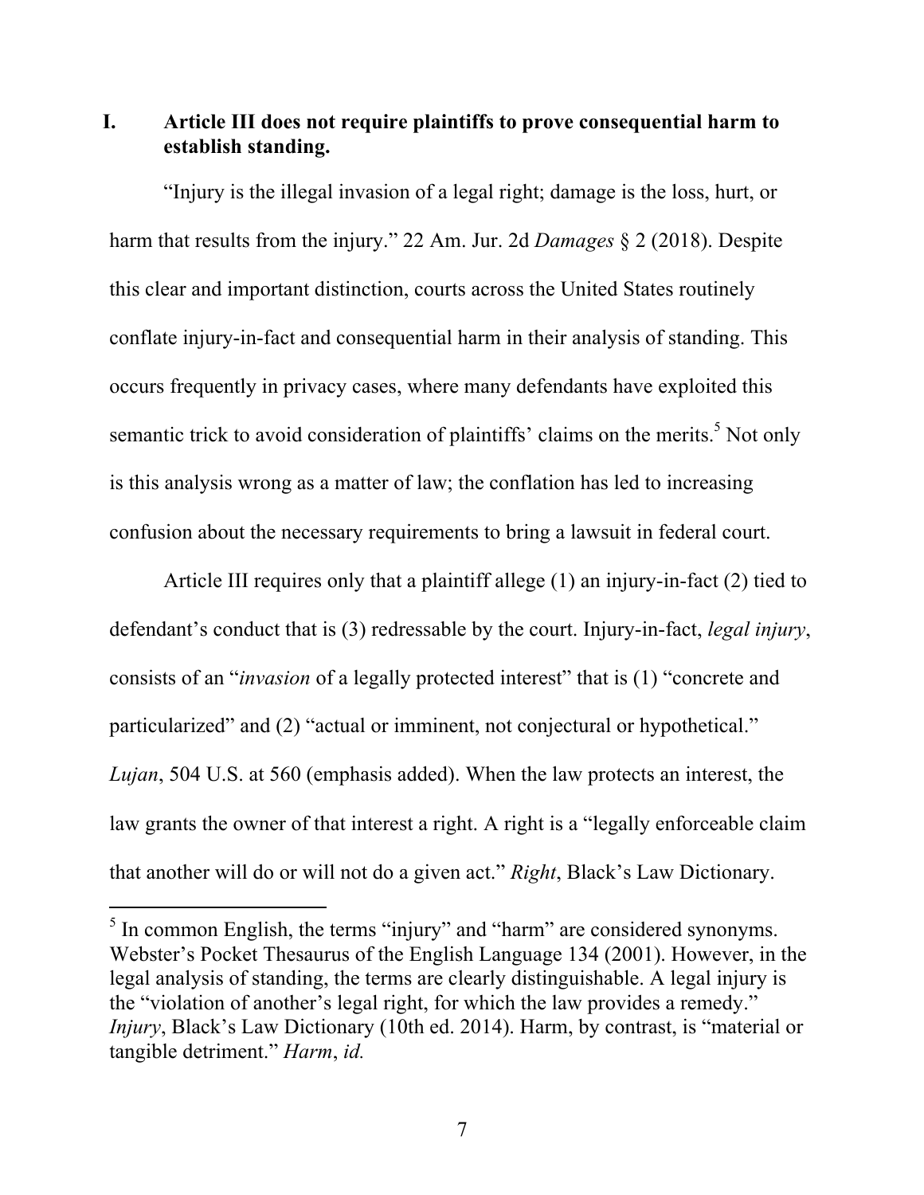## I. Article III does not require plaintiffs to prove consequential harm to establish standing.

"Injury is the illegal invasion of a legal right; damage is the loss, hurt, or harm that results from the injury." 22 Am. Jur. 2d *Damages* § 2 (2018). Despite this clear and important distinction, courts across the United States routinely conflate injury-in-fact and consequential harm in their analysis of standing. This occurs frequently in privacy cases, where many defendants have exploited this semantic trick to avoid consideration of plaintiffs' claims on the merits.[5] Not only is this analysis wrong as a matter of law; the conflation has led to increasing confusion about the necessary requirements to bring a lawsuit in federal court.

Article III requires only that a plaintiff allege (1) an injury-in-fact (2) tied to defendant's conduct that is (3) redressable by the court. Injury-in-fact, *legal injury*, consists of an "*invasion* of a legally protected interest" that is (1) "concrete and particularized" and (2) "actual or imminent, not conjectural or hypothetical." *Lujan*, 504 U.S. at 560 (emphasis added). When the law protects an interest, the law grants the owner of that interest a right. A right is a "legally enforceable claim that another will do or will not do a given act." *Right*, Black's Law Dictionary.

---

[5] In common English, the terms "injury" and "harm" are considered synonyms. Webster's Pocket Thesaurus of the English Language 134 (2001). However, in the legal analysis of standing, the terms are clearly distinguishable. A legal injury is the "violation of another's legal right, for which the law provides a remedy." *Injury*, Black's Law Dictionary (10th ed. 2014). Harm, by contrast, is "material or tangible detriment." *Harm*, *id.*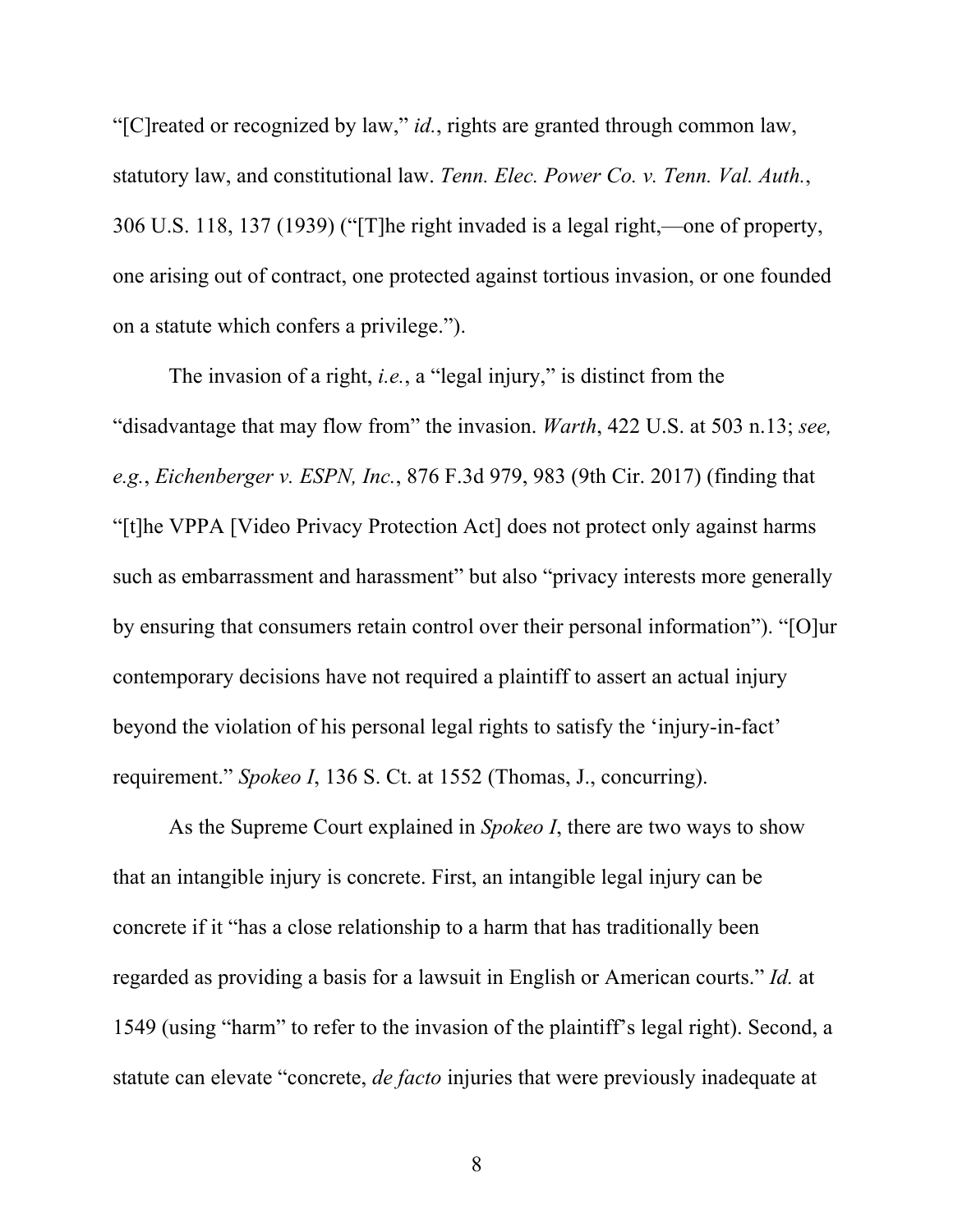"[C]reated or recognized by law," *id.*, rights are granted through common law, statutory law, and constitutional law. *Tenn. Elec. Power Co. v. Tenn. Val. Auth.*, 306 U.S. 118, 137 (1939) ("[T]he right invaded is a legal right,—one of property, one arising out of contract, one protected against tortious invasion, or one founded on a statute which confers a privilege.").

The invasion of a right, *i.e.*, a "legal injury," is distinct from the "disadvantage that may flow from" the invasion. *Warth*, 422 U.S. at 503 n.13; *see, e.g.*, *Eichenberger v. ESPN, Inc.*, 876 F.3d 979, 983 (9th Cir. 2017) (finding that "[t]he VPPA [Video Privacy Protection Act] does not protect only against harms such as embarrassment and harassment" but also "privacy interests more generally by ensuring that consumers retain control over their personal information"). "[O]ur contemporary decisions have not required a plaintiff to assert an actual injury beyond the violation of his personal legal rights to satisfy the 'injury-in-fact' requirement." *Spokeo I*, 136 S. Ct. at 1552 (Thomas, J., concurring).

As the Supreme Court explained in *Spokeo I*, there are two ways to show that an intangible injury is concrete. First, an intangible legal injury can be concrete if it "has a close relationship to a harm that has traditionally been regarded as providing a basis for a lawsuit in English or American courts." *Id.* at 1549 (using "harm" to refer to the invasion of the plaintiff's legal right). Second, a statute can elevate "concrete, *de facto* injuries that were previously inadequate at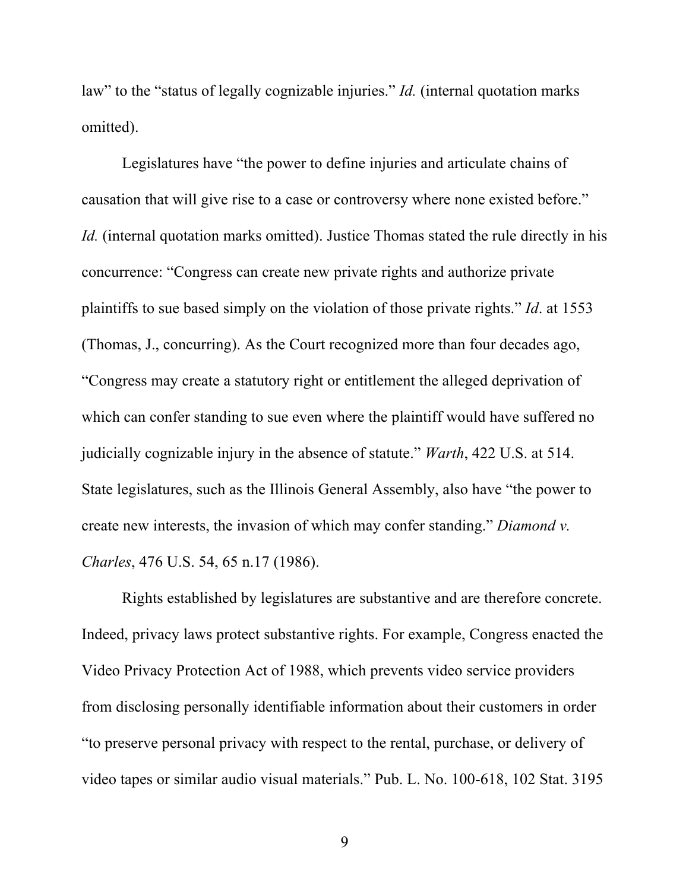law" to the "status of legally cognizable injuries." *Id.* (internal quotation marks omitted).

Legislatures have "the power to define injuries and articulate chains of causation that will give rise to a case or controversy where none existed before." *Id.* (internal quotation marks omitted). Justice Thomas stated the rule directly in his concurrence: "Congress can create new private rights and authorize private plaintiffs to sue based simply on the violation of those private rights." *Id*. at 1553 (Thomas, J., concurring). As the Court recognized more than four decades ago, "Congress may create a statutory right or entitlement the alleged deprivation of which can confer standing to sue even where the plaintiff would have suffered no judicially cognizable injury in the absence of statute." *Warth*, 422 U.S. at 514. State legislatures, such as the Illinois General Assembly, also have "the power to create new interests, the invasion of which may confer standing." *Diamond v. Charles*, 476 U.S. 54, 65 n.17 (1986).

Rights established by legislatures are substantive and are therefore concrete. Indeed, privacy laws protect substantive rights. For example, Congress enacted the Video Privacy Protection Act of 1988, which prevents video service providers from disclosing personally identifiable information about their customers in order "to preserve personal privacy with respect to the rental, purchase, or delivery of video tapes or similar audio visual materials." Pub. L. No. 100-618, 102 Stat. 3195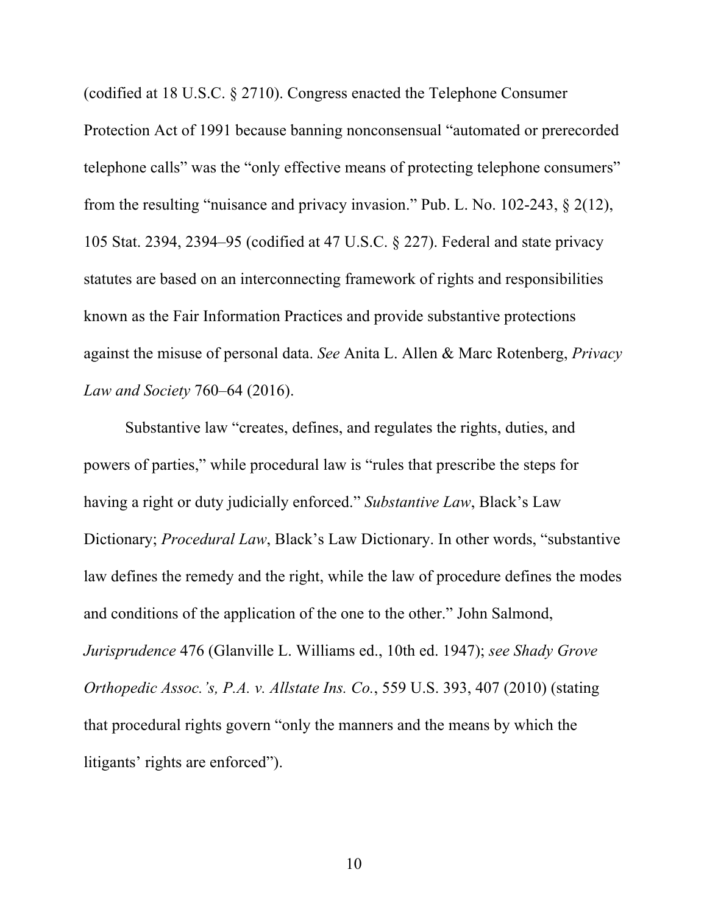(codified at 18 U.S.C. § 2710). Congress enacted the Telephone Consumer Protection Act of 1991 because banning nonconsensual "automated or prerecorded telephone calls" was the "only effective means of protecting telephone consumers" from the resulting "nuisance and privacy invasion." Pub. L. No. 102-243, § 2(12), 105 Stat. 2394, 2394–95 (codified at 47 U.S.C. § 227). Federal and state privacy statutes are based on an interconnecting framework of rights and responsibilities known as the Fair Information Practices and provide substantive protections against the misuse of personal data. *See* Anita L. Allen & Marc Rotenberg, *Privacy Law and Society* 760–64 (2016).

Substantive law "creates, defines, and regulates the rights, duties, and powers of parties," while procedural law is "rules that prescribe the steps for having a right or duty judicially enforced." *Substantive Law*, Black's Law Dictionary; *Procedural Law*, Black's Law Dictionary. In other words, "substantive law defines the remedy and the right, while the law of procedure defines the modes and conditions of the application of the one to the other." John Salmond, *Jurisprudence* 476 (Glanville L. Williams ed., 10th ed. 1947); *see Shady Grove Orthopedic Assoc.'s, P.A. v. Allstate Ins. Co.*, 559 U.S. 393, 407 (2010) (stating that procedural rights govern "only the manners and the means by which the litigants' rights are enforced").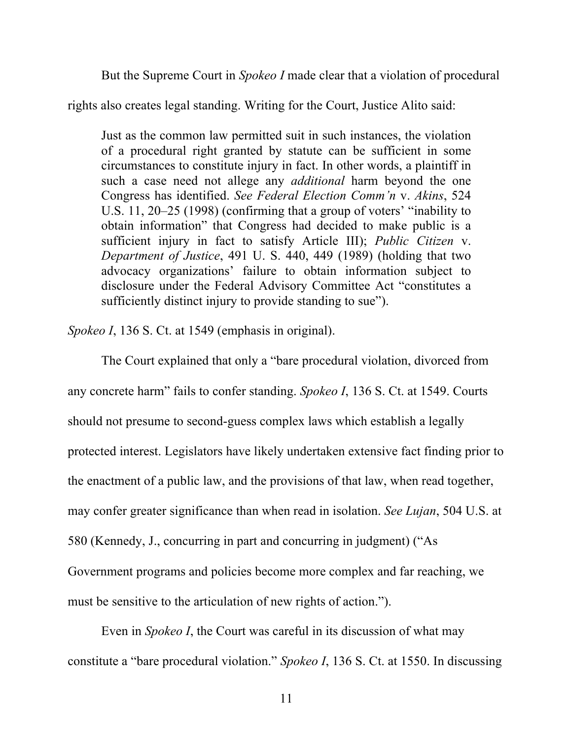But the Supreme Court in *Spokeo I* made clear that a violation of procedural rights also creates legal standing. Writing for the Court, Justice Alito said:

> Just as the common law permitted suit in such instances, the violation of a procedural right granted by statute can be sufficient in some circumstances to constitute injury in fact. In other words, a plaintiff in such a case need not allege any *additional* harm beyond the one Congress has identified. *See Federal Election Comm'n* v. *Akins*, 524 U.S. 11, 20–25 (1998) (confirming that a group of voters' "inability to obtain information" that Congress had decided to make public is a sufficient injury in fact to satisfy Article III); *Public Citizen* v. *Department of Justice*, 491 U. S. 440, 449 (1989) (holding that two advocacy organizations' failure to obtain information subject to disclosure under the Federal Advisory Committee Act "constitutes a sufficiently distinct injury to provide standing to sue").

*Spokeo I*, 136 S. Ct. at 1549 (emphasis in original).

The Court explained that only a "bare procedural violation, divorced from any concrete harm" fails to confer standing. *Spokeo I*, 136 S. Ct. at 1549. Courts should not presume to second-guess complex laws which establish a legally protected interest. Legislators have likely undertaken extensive fact finding prior to the enactment of a public law, and the provisions of that law, when read together, may confer greater significance than when read in isolation. *See Lujan*, 504 U.S. at 580 (Kennedy, J., concurring in part and concurring in judgment) ("As Government programs and policies become more complex and far reaching, we must be sensitive to the articulation of new rights of action.").

Even in *Spokeo I*, the Court was careful in its discussion of what may constitute a "bare procedural violation." *Spokeo I*, 136 S. Ct. at 1550. In discussing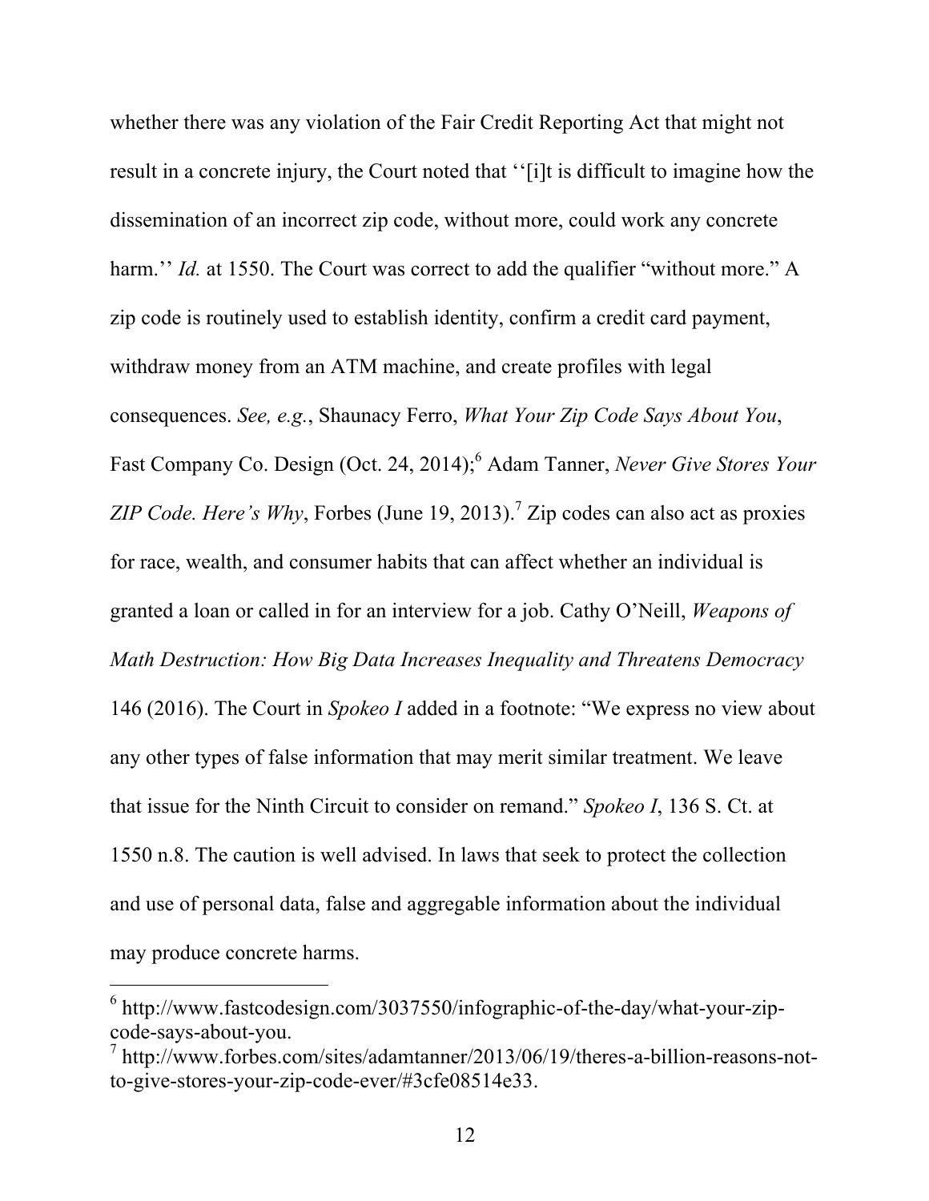whether there was any violation of the Fair Credit Reporting Act that might not result in a concrete injury, the Court noted that ''[i]t is difficult to imagine how the dissemination of an incorrect zip code, without more, could work any concrete harm.'' *Id.* at 1550. The Court was correct to add the qualifier "without more." A zip code is routinely used to establish identity, confirm a credit card payment, withdraw money from an ATM machine, and create profiles with legal consequences. *See, e.g.*, Shaunacy Ferro, *What Your Zip Code Says About You*, Fast Company Co. Design (Oct. 24, 2014);[6] Adam Tanner, *Never Give Stores Your ZIP Code. Here's Why*, Forbes (June 19, 2013).[7] Zip codes can also act as proxies for race, wealth, and consumer habits that can affect whether an individual is granted a loan or called in for an interview for a job. Cathy O'Neill, *Weapons of Math Destruction: How Big Data Increases Inequality and Threatens Democracy* 146 (2016). The Court in *Spokeo I* added in a footnote: "We express no view about any other types of false information that may merit similar treatment. We leave that issue for the Ninth Circuit to consider on remand." *Spokeo I*, 136 S. Ct. at 1550 n.8. The caution is well advised. In laws that seek to protect the collection and use of personal data, false and aggregable information about the individual may produce concrete harms.

---

[6] http://www.fastcodesign.com/3037550/infographic-of-the-day/what-your-zip-code-says-about-you.

[7] http://www.forbes.com/sites/adamtanner/2013/06/19/theres-a-billion-reasons-not-to-give-stores-your-zip-code-ever/#3cfe08514e33.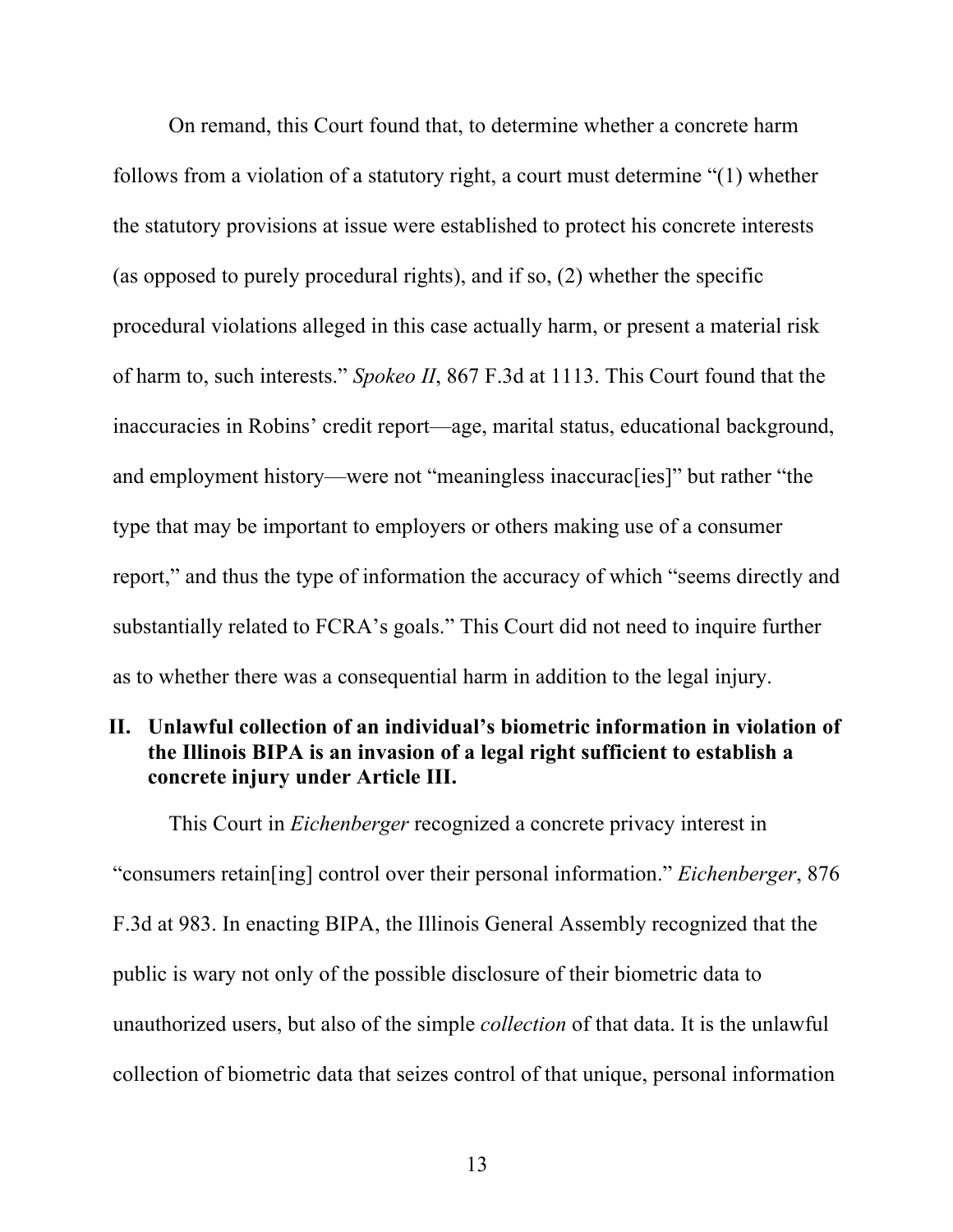On remand, this Court found that, to determine whether a concrete harm follows from a violation of a statutory right, a court must determine "(1) whether the statutory provisions at issue were established to protect his concrete interests (as opposed to purely procedural rights), and if so, (2) whether the specific procedural violations alleged in this case actually harm, or present a material risk of harm to, such interests." *Spokeo II*, 867 F.3d at 1113. This Court found that the inaccuracies in Robins' credit report—age, marital status, educational background, and employment history—were not "meaningless inaccurac[ies]" but rather "the type that may be important to employers or others making use of a consumer report," and thus the type of information the accuracy of which "seems directly and substantially related to FCRA's goals." This Court did not need to inquire further as to whether there was a consequential harm in addition to the legal injury.

## II. Unlawful collection of an individual's biometric information in violation of the Illinois BIPA is an invasion of a legal right sufficient to establish a concrete injury under Article III.

This Court in *Eichenberger* recognized a concrete privacy interest in "consumers retain[ing] control over their personal information." *Eichenberger*, 876 F.3d at 983. In enacting BIPA, the Illinois General Assembly recognized that the public is wary not only of the possible disclosure of their biometric data to unauthorized users, but also of the simple *collection* of that data. It is the unlawful collection of biometric data that seizes control of that unique, personal information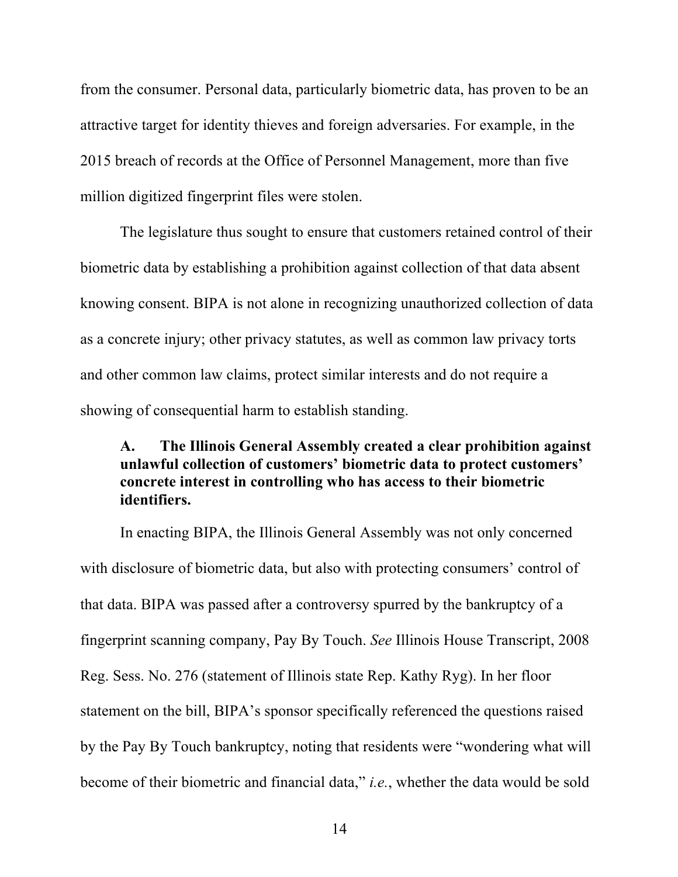from the consumer. Personal data, particularly biometric data, has proven to be an attractive target for identity thieves and foreign adversaries. For example, in the 2015 breach of records at the Office of Personnel Management, more than five million digitized fingerprint files were stolen.

The legislature thus sought to ensure that customers retained control of their biometric data by establishing a prohibition against collection of that data absent knowing consent. BIPA is not alone in recognizing unauthorized collection of data as a concrete injury; other privacy statutes, as well as common law privacy torts and other common law claims, protect similar interests and do not require a showing of consequential harm to establish standing.

### A. The Illinois General Assembly created a clear prohibition against unlawful collection of customers' biometric data to protect customers' concrete interest in controlling who has access to their biometric identifiers.

In enacting BIPA, the Illinois General Assembly was not only concerned with disclosure of biometric data, but also with protecting consumers' control of that data. BIPA was passed after a controversy spurred by the bankruptcy of a fingerprint scanning company, Pay By Touch. *See* Illinois House Transcript, 2008 Reg. Sess. No. 276 (statement of Illinois state Rep. Kathy Ryg). In her floor statement on the bill, BIPA's sponsor specifically referenced the questions raised by the Pay By Touch bankruptcy, noting that residents were "wondering what will become of their biometric and financial data," *i.e.*, whether the data would be sold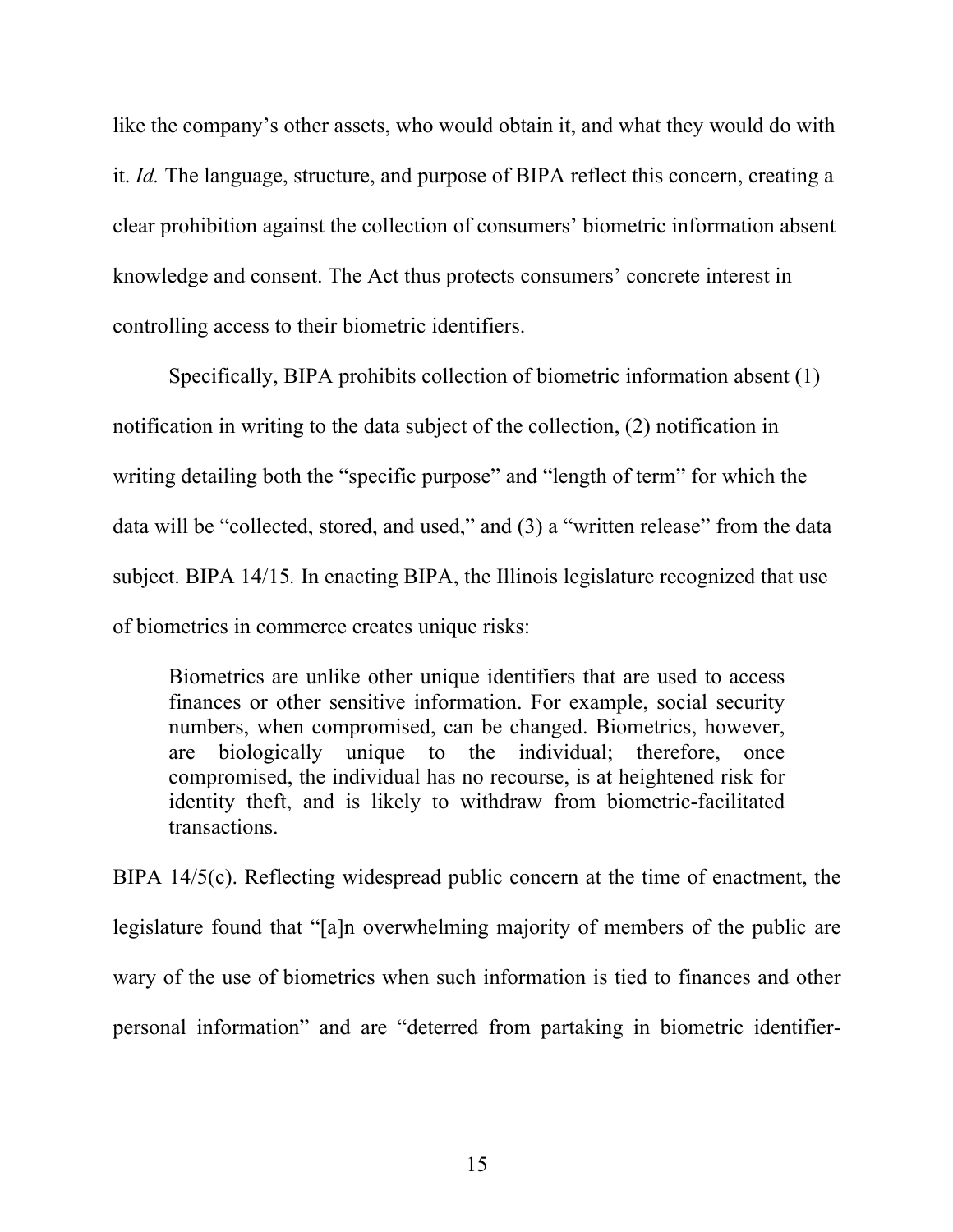like the company's other assets, who would obtain it, and what they would do with it. *Id.* The language, structure, and purpose of BIPA reflect this concern, creating a clear prohibition against the collection of consumers' biometric information absent knowledge and consent. The Act thus protects consumers' concrete interest in controlling access to their biometric identifiers.

Specifically, BIPA prohibits collection of biometric information absent (1) notification in writing to the data subject of the collection, (2) notification in writing detailing both the "specific purpose" and "length of term" for which the data will be "collected, stored, and used," and (3) a "written release" from the data subject. BIPA 14/15. In enacting BIPA, the Illinois legislature recognized that use of biometrics in commerce creates unique risks:

> Biometrics are unlike other unique identifiers that are used to access finances or other sensitive information. For example, social security numbers, when compromised, can be changed. Biometrics, however, are biologically unique to the individual; therefore, once compromised, the individual has no recourse, is at heightened risk for identity theft, and is likely to withdraw from biometric-facilitated transactions.

BIPA 14/5(c). Reflecting widespread public concern at the time of enactment, the legislature found that "[a]n overwhelming majority of members of the public are wary of the use of biometrics when such information is tied to finances and other personal information" and are "deterred from partaking in biometric identifier-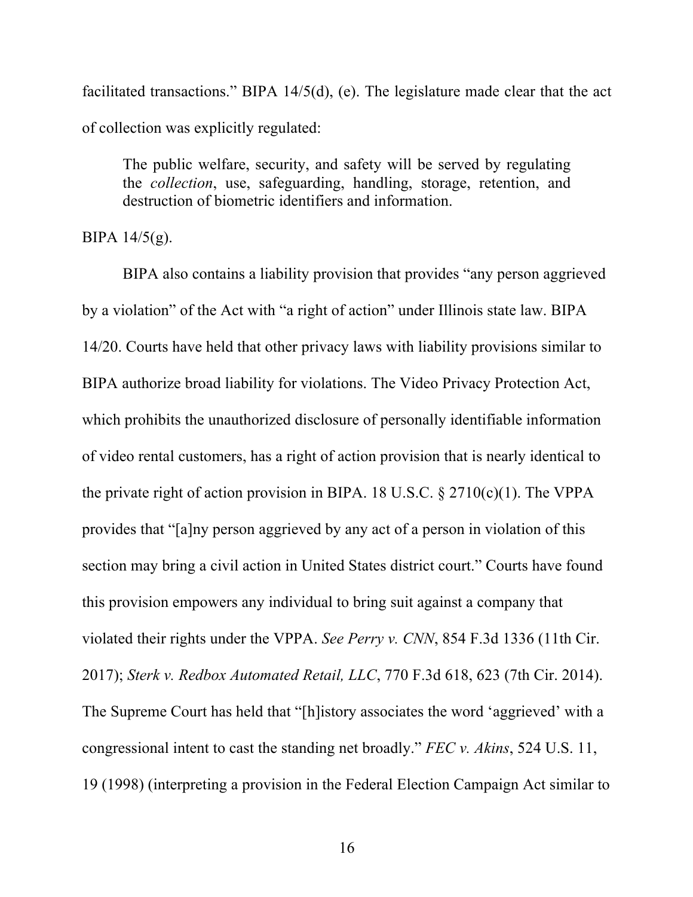facilitated transactions." BIPA 14/5(d), (e). The legislature made clear that the act of collection was explicitly regulated:

> The public welfare, security, and safety will be served by regulating the *collection*, use, safeguarding, handling, storage, retention, and destruction of biometric identifiers and information.

BIPA 14/5(g).

BIPA also contains a liability provision that provides "any person aggrieved by a violation" of the Act with "a right of action" under Illinois state law. BIPA 14/20. Courts have held that other privacy laws with liability provisions similar to BIPA authorize broad liability for violations. The Video Privacy Protection Act, which prohibits the unauthorized disclosure of personally identifiable information of video rental customers, has a right of action provision that is nearly identical to the private right of action provision in BIPA. 18 U.S.C. § 2710(c)(1). The VPPA provides that "[a]ny person aggrieved by any act of a person in violation of this section may bring a civil action in United States district court." Courts have found this provision empowers any individual to bring suit against a company that violated their rights under the VPPA. *See Perry v. CNN*, 854 F.3d 1336 (11th Cir. 2017); *Sterk v. Redbox Automated Retail, LLC*, 770 F.3d 618, 623 (7th Cir. 2014). The Supreme Court has held that "[h]istory associates the word 'aggrieved' with a congressional intent to cast the standing net broadly." *FEC v. Akins*, 524 U.S. 11, 19 (1998) (interpreting a provision in the Federal Election Campaign Act similar to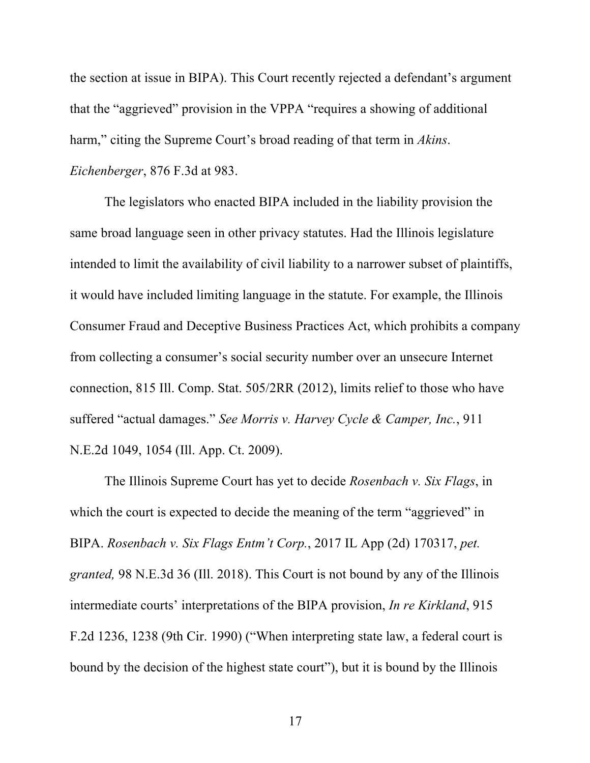the section at issue in BIPA). This Court recently rejected a defendant's argument that the "aggrieved" provision in the VPPA "requires a showing of additional harm," citing the Supreme Court's broad reading of that term in *Akins*. *Eichenberger*, 876 F.3d at 983.

The legislators who enacted BIPA included in the liability provision the same broad language seen in other privacy statutes. Had the Illinois legislature intended to limit the availability of civil liability to a narrower subset of plaintiffs, it would have included limiting language in the statute. For example, the Illinois Consumer Fraud and Deceptive Business Practices Act, which prohibits a company from collecting a consumer's social security number over an unsecure Internet connection, 815 Ill. Comp. Stat. 505/2RR (2012), limits relief to those who have suffered "actual damages." *See Morris v. Harvey Cycle & Camper, Inc.*, 911 N.E.2d 1049, 1054 (Ill. App. Ct. 2009).

The Illinois Supreme Court has yet to decide *Rosenbach v. Six Flags*, in which the court is expected to decide the meaning of the term "aggrieved" in BIPA. *Rosenbach v. Six Flags Entm't Corp.*, 2017 IL App (2d) 170317, *pet. granted,* 98 N.E.3d 36 (Ill. 2018). This Court is not bound by any of the Illinois intermediate courts' interpretations of the BIPA provision, *In re Kirkland*, 915 F.2d 1236, 1238 (9th Cir. 1990) ("When interpreting state law, a federal court is bound by the decision of the highest state court"), but it is bound by the Illinois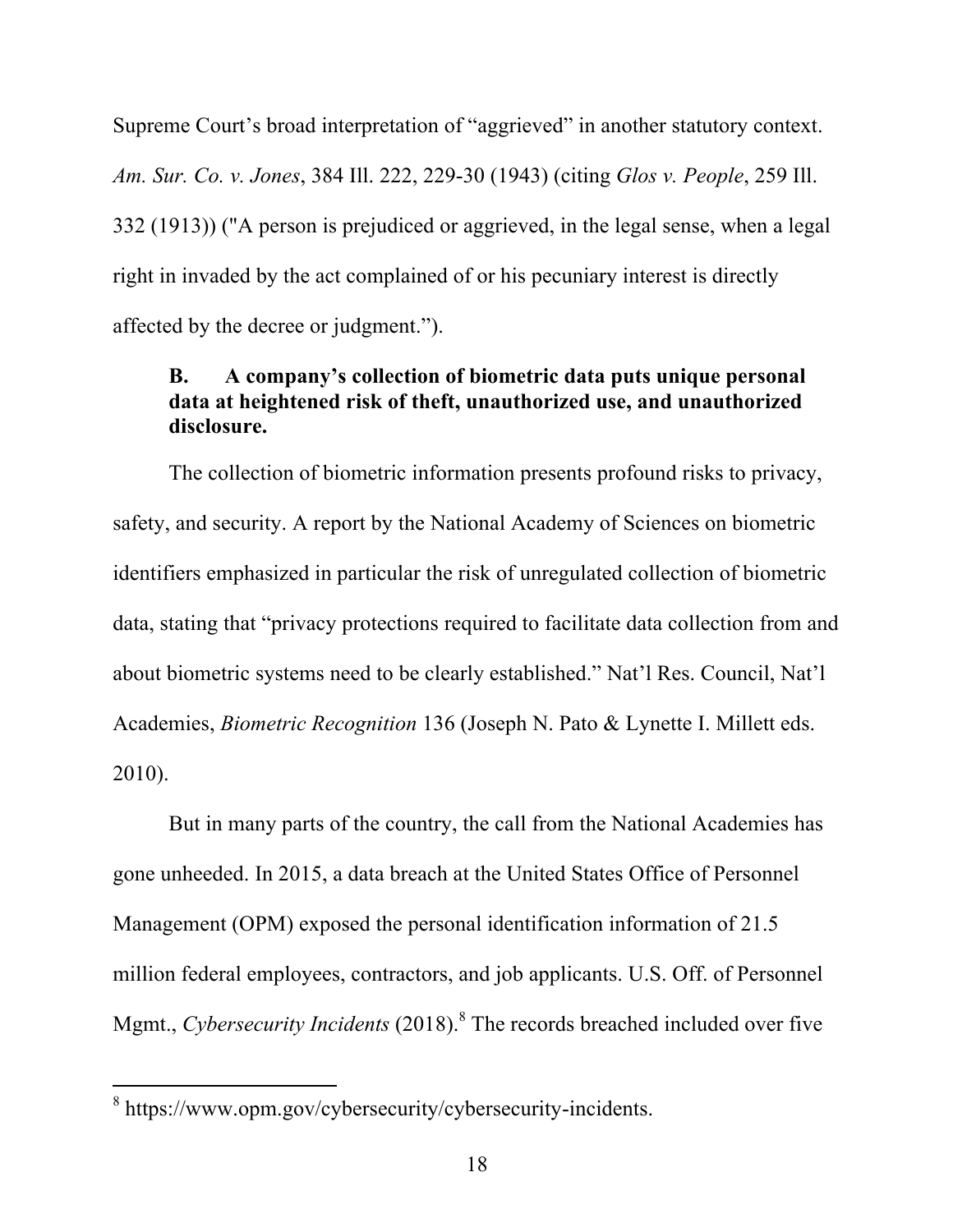Supreme Court's broad interpretation of "aggrieved" in another statutory context. *Am. Sur. Co. v. Jones*, 384 Ill. 222, 229-30 (1943) (citing *Glos v. People*, 259 Ill. 332 (1913)) ("A person is prejudiced or aggrieved, in the legal sense, when a legal right in invaded by the act complained of or his pecuniary interest is directly affected by the decree or judgment.").

### B. A company's collection of biometric data puts unique personal data at heightened risk of theft, unauthorized use, and unauthorized disclosure.

The collection of biometric information presents profound risks to privacy, safety, and security. A report by the National Academy of Sciences on biometric identifiers emphasized in particular the risk of unregulated collection of biometric data, stating that "privacy protections required to facilitate data collection from and about biometric systems need to be clearly established." Nat'l Res. Council, Nat'l Academies, *Biometric Recognition* 136 (Joseph N. Pato & Lynette I. Millett eds. 2010).

But in many parts of the country, the call from the National Academies has gone unheeded. In 2015, a data breach at the United States Office of Personnel Management (OPM) exposed the personal identification information of 21.5 million federal employees, contractors, and job applicants. U.S. Off. of Personnel Mgmt., *Cybersecurity Incidents* (2018).[8] The records breached included over five

---

[8] https://www.opm.gov/cybersecurity/cybersecurity-incidents.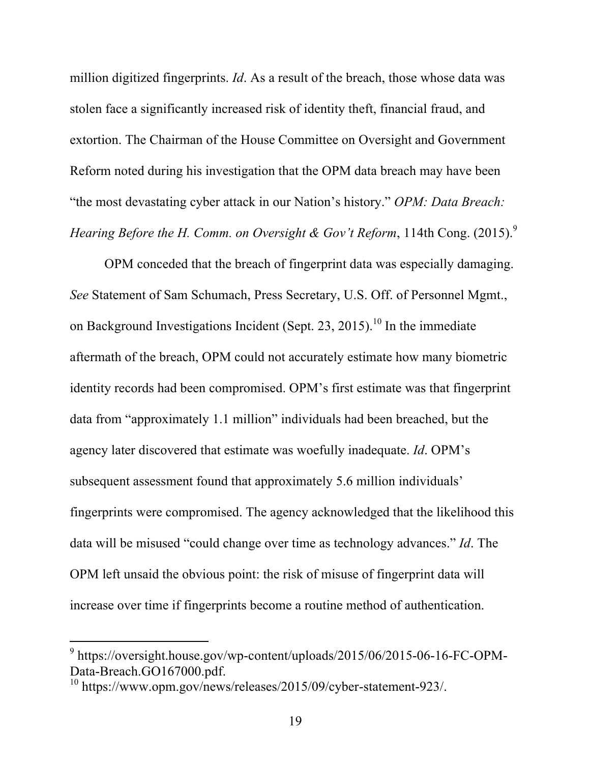million digitized fingerprints. *Id*. As a result of the breach, those whose data was stolen face a significantly increased risk of identity theft, financial fraud, and extortion. The Chairman of the House Committee on Oversight and Government Reform noted during his investigation that the OPM data breach may have been "the most devastating cyber attack in our Nation's history." *OPM: Data Breach: Hearing Before the H. Comm. on Oversight & Gov't Reform*, 114th Cong. (2015).[9]

OPM conceded that the breach of fingerprint data was especially damaging. *See* Statement of Sam Schumach, Press Secretary, U.S. Off. of Personnel Mgmt., on Background Investigations Incident (Sept. 23, 2015).[10] In the immediate aftermath of the breach, OPM could not accurately estimate how many biometric identity records had been compromised. OPM's first estimate was that fingerprint data from "approximately 1.1 million" individuals had been breached, but the agency later discovered that estimate was woefully inadequate. *Id*. OPM's subsequent assessment found that approximately 5.6 million individuals' fingerprints were compromised. The agency acknowledged that the likelihood this data will be misused "could change over time as technology advances." *Id*. The OPM left unsaid the obvious point: the risk of misuse of fingerprint data will increase over time if fingerprints become a routine method of authentication.

---

[9] https://oversight.house.gov/wp-content/uploads/2015/06/2015-06-16-FC-OPM-Data-Breach.GO167000.pdf.

[10] https://www.opm.gov/news/releases/2015/09/cyber-statement-923/.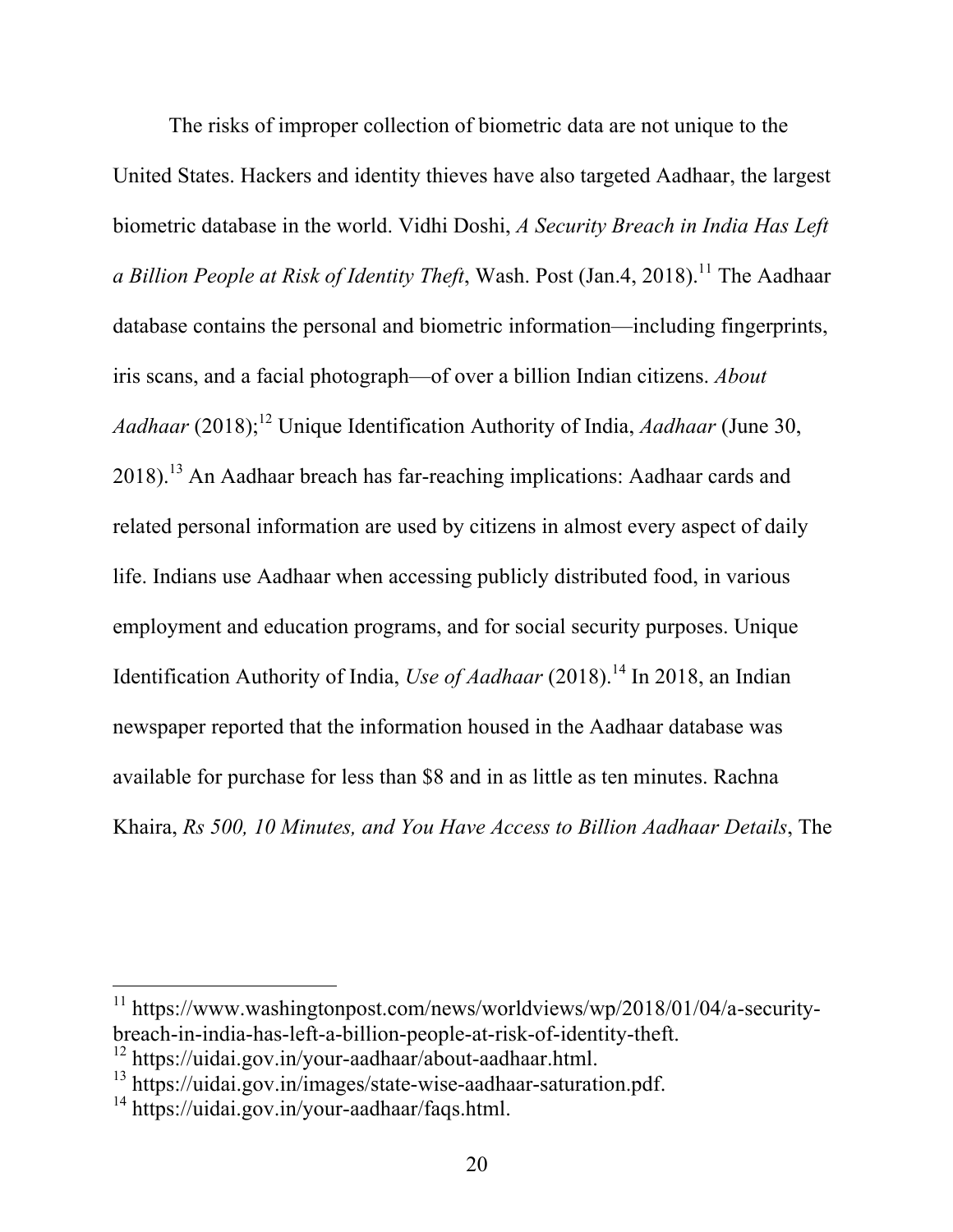The risks of improper collection of biometric data are not unique to the United States. Hackers and identity thieves have also targeted Aadhaar, the largest biometric database in the world. Vidhi Doshi, *A Security Breach in India Has Left a Billion People at Risk of Identity Theft*, Wash. Post (Jan.4, 2018).[11] The Aadhaar database contains the personal and biometric information—including fingerprints, iris scans, and a facial photograph—of over a billion Indian citizens. *About Aadhaar* (2018);[12] Unique Identification Authority of India, *Aadhaar* (June 30, 2018).[13] An Aadhaar breach has far-reaching implications: Aadhaar cards and related personal information are used by citizens in almost every aspect of daily life. Indians use Aadhaar when accessing publicly distributed food, in various employment and education programs, and for social security purposes. Unique Identification Authority of India, *Use of Aadhaar* (2018).[14] In 2018, an Indian newspaper reported that the information housed in the Aadhaar database was available for purchase for less than $8 and in as little as ten minutes. Rachna Khaira, *Rs 500, 10 Minutes, and You Have Access to Billion Aadhaar Details*, The

---

[11] https://www.washingtonpost.com/news/worldviews/wp/2018/01/04/a-security-breach-in-india-has-left-a-billion-people-at-risk-of-identity-theft.

[12] https://uidai.gov.in/your-aadhaar/about-aadhaar.html.

[13] https://uidai.gov.in/images/state-wise-aadhaar-saturation.pdf.

[14] https://uidai.gov.in/your-aadhaar/faqs.html.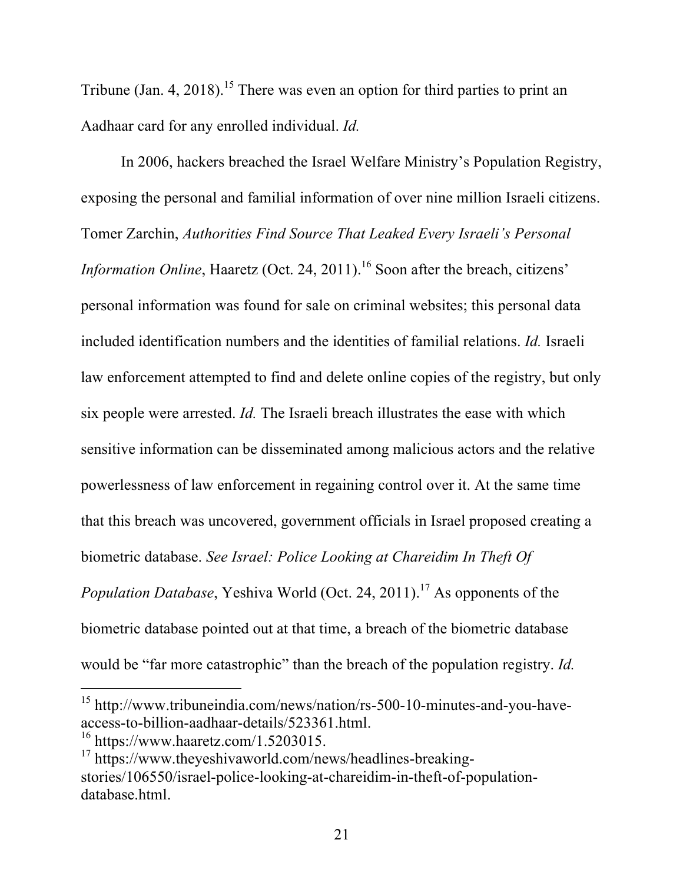Tribune (Jan. 4, 2018).[15] There was even an option for third parties to print an Aadhaar card for any enrolled individual. *Id.*

In 2006, hackers breached the Israel Welfare Ministry's Population Registry, exposing the personal and familial information of over nine million Israeli citizens. Tomer Zarchin, *Authorities Find Source That Leaked Every Israeli's Personal Information Online*, Haaretz (Oct. 24, 2011).[16] Soon after the breach, citizens' personal information was found for sale on criminal websites; this personal data included identification numbers and the identities of familial relations. *Id.* Israeli law enforcement attempted to find and delete online copies of the registry, but only six people were arrested. *Id.* The Israeli breach illustrates the ease with which sensitive information can be disseminated among malicious actors and the relative powerlessness of law enforcement in regaining control over it. At the same time that this breach was uncovered, government officials in Israel proposed creating a biometric database. *See Israel: Police Looking at Chareidim In Theft Of Population Database*, Yeshiva World (Oct. 24, 2011).[17] As opponents of the biometric database pointed out at that time, a breach of the biometric database would be "far more catastrophic" than the breach of the population registry. *Id.*

---

[15] http://www.tribuneindia.com/news/nation/rs-500-10-minutes-and-you-have-access-to-billion-aadhaar-details/523361.html.

[16] https://www.haaretz.com/1.5203015.

[17] https://www.theyeshivaworld.com/news/headlines-breaking-stories/106550/israel-police-looking-at-chareidim-in-theft-of-population-database.html.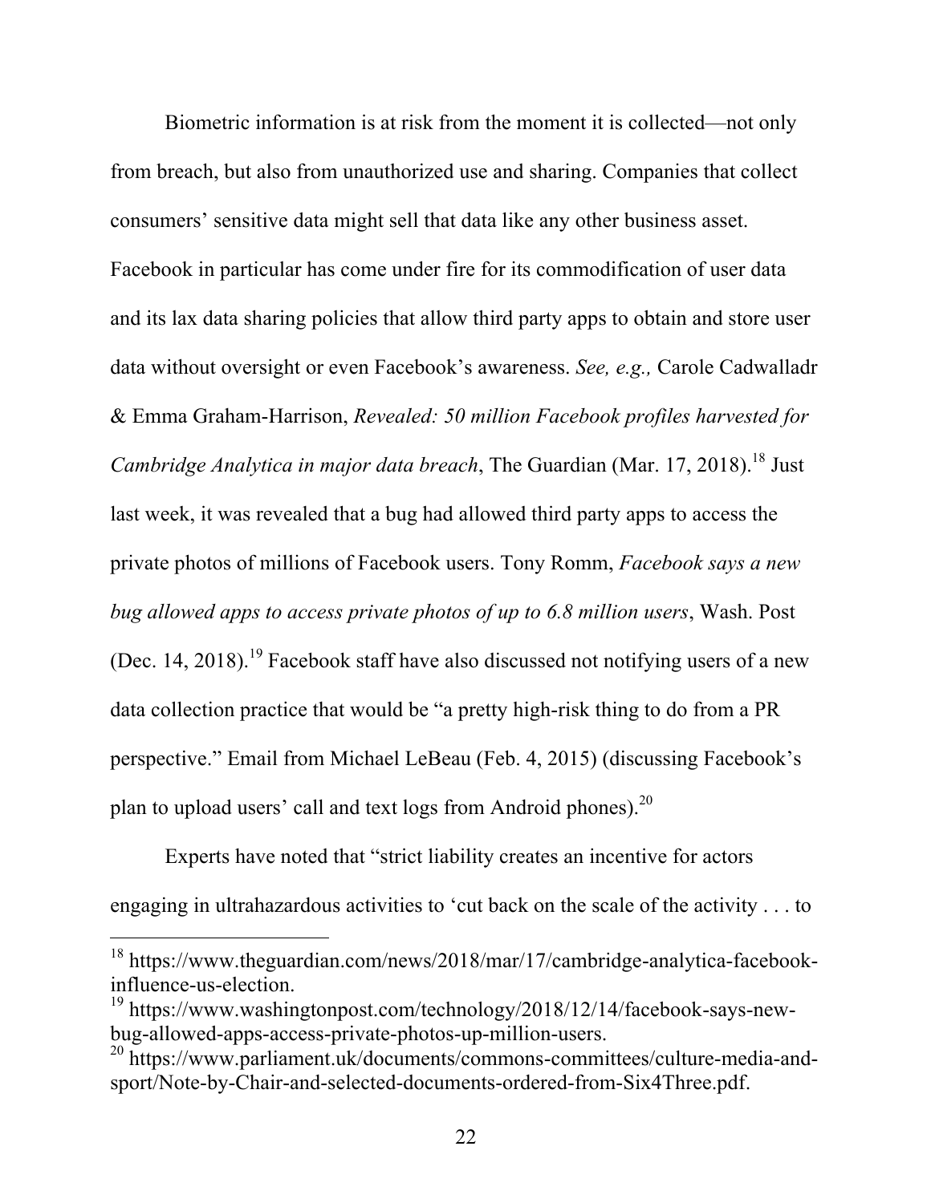Biometric information is at risk from the moment it is collected—not only from breach, but also from unauthorized use and sharing. Companies that collect consumers' sensitive data might sell that data like any other business asset. Facebook in particular has come under fire for its commodification of user data and its lax data sharing policies that allow third party apps to obtain and store user data without oversight or even Facebook's awareness. *See, e.g.,* Carole Cadwalladr & Emma Graham-Harrison, *Revealed: 50 million Facebook profiles harvested for Cambridge Analytica in major data breach*, The Guardian (Mar. 17, 2018).[18] Just last week, it was revealed that a bug had allowed third party apps to access the private photos of millions of Facebook users. Tony Romm, *Facebook says a new bug allowed apps to access private photos of up to 6.8 million users*, Wash. Post (Dec. 14, 2018).[19] Facebook staff have also discussed not notifying users of a new data collection practice that would be "a pretty high-risk thing to do from a PR perspective." Email from Michael LeBeau (Feb. 4, 2015) (discussing Facebook's plan to upload users' call and text logs from Android phones).[20]

Experts have noted that "strict liability creates an incentive for actors engaging in ultrahazardous activities to 'cut back on the scale of the activity . . . to

---

[18] https://www.theguardian.com/news/2018/mar/17/cambridge-analytica-facebook-influence-us-election.

[19] https://www.washingtonpost.com/technology/2018/12/14/facebook-says-new-bug-allowed-apps-access-private-photos-up-million-users.

[20] https://www.parliament.uk/documents/commons-committees/culture-media-and-sport/Note-by-Chair-and-selected-documents-ordered-from-Six4Three.pdf.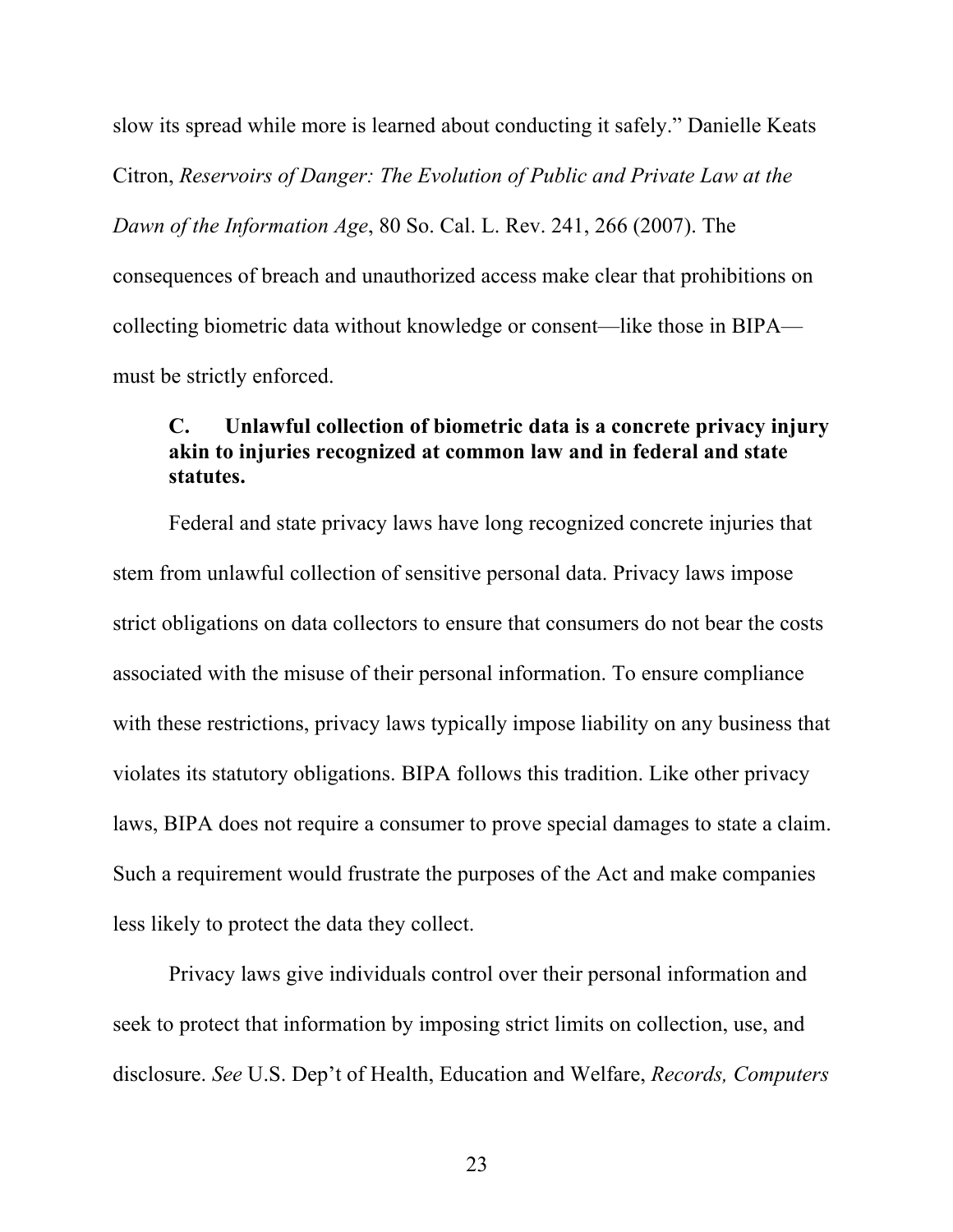slow its spread while more is learned about conducting it safely." Danielle Keats Citron, *Reservoirs of Danger: The Evolution of Public and Private Law at the Dawn of the Information Age*, 80 So. Cal. L. Rev. 241, 266 (2007). The consequences of breach and unauthorized access make clear that prohibitions on collecting biometric data without knowledge or consent—like those in BIPA—must be strictly enforced.

### C. Unlawful collection of biometric data is a concrete privacy injury akin to injuries recognized at common law and in federal and state statutes.

Federal and state privacy laws have long recognized concrete injuries that stem from unlawful collection of sensitive personal data. Privacy laws impose strict obligations on data collectors to ensure that consumers do not bear the costs associated with the misuse of their personal information. To ensure compliance with these restrictions, privacy laws typically impose liability on any business that violates its statutory obligations. BIPA follows this tradition. Like other privacy laws, BIPA does not require a consumer to prove special damages to state a claim. Such a requirement would frustrate the purposes of the Act and make companies less likely to protect the data they collect.

Privacy laws give individuals control over their personal information and seek to protect that information by imposing strict limits on collection, use, and disclosure. *See* U.S. Dep't of Health, Education and Welfare, *Records, Computers*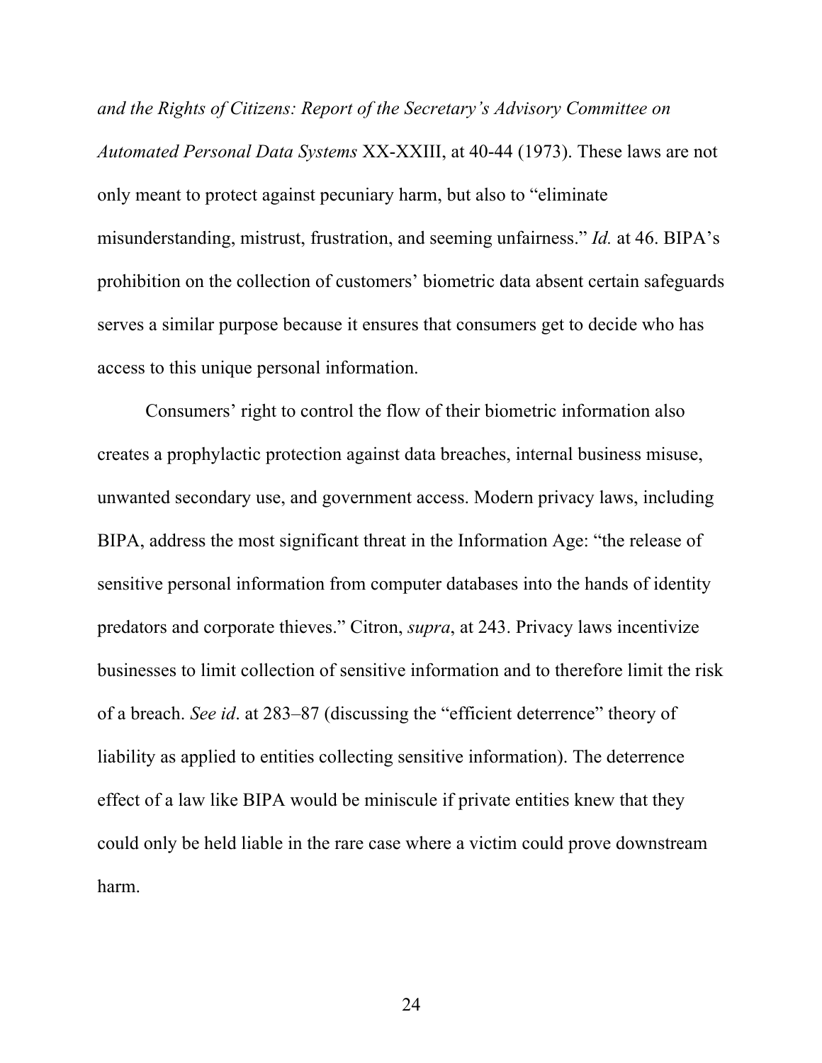*and the Rights of Citizens: Report of the Secretary's Advisory Committee on Automated Personal Data Systems* XX-XXIII, at 40-44 (1973). These laws are not only meant to protect against pecuniary harm, but also to "eliminate misunderstanding, mistrust, frustration, and seeming unfairness." *Id.* at 46. BIPA's prohibition on the collection of customers' biometric data absent certain safeguards serves a similar purpose because it ensures that consumers get to decide who has access to this unique personal information.

Consumers' right to control the flow of their biometric information also creates a prophylactic protection against data breaches, internal business misuse, unwanted secondary use, and government access. Modern privacy laws, including BIPA, address the most significant threat in the Information Age: "the release of sensitive personal information from computer databases into the hands of identity predators and corporate thieves." Citron, *supra*, at 243. Privacy laws incentivize businesses to limit collection of sensitive information and to therefore limit the risk of a breach. *See id*. at 283–87 (discussing the "efficient deterrence" theory of liability as applied to entities collecting sensitive information). The deterrence effect of a law like BIPA would be miniscule if private entities knew that they could only be held liable in the rare case where a victim could prove downstream harm.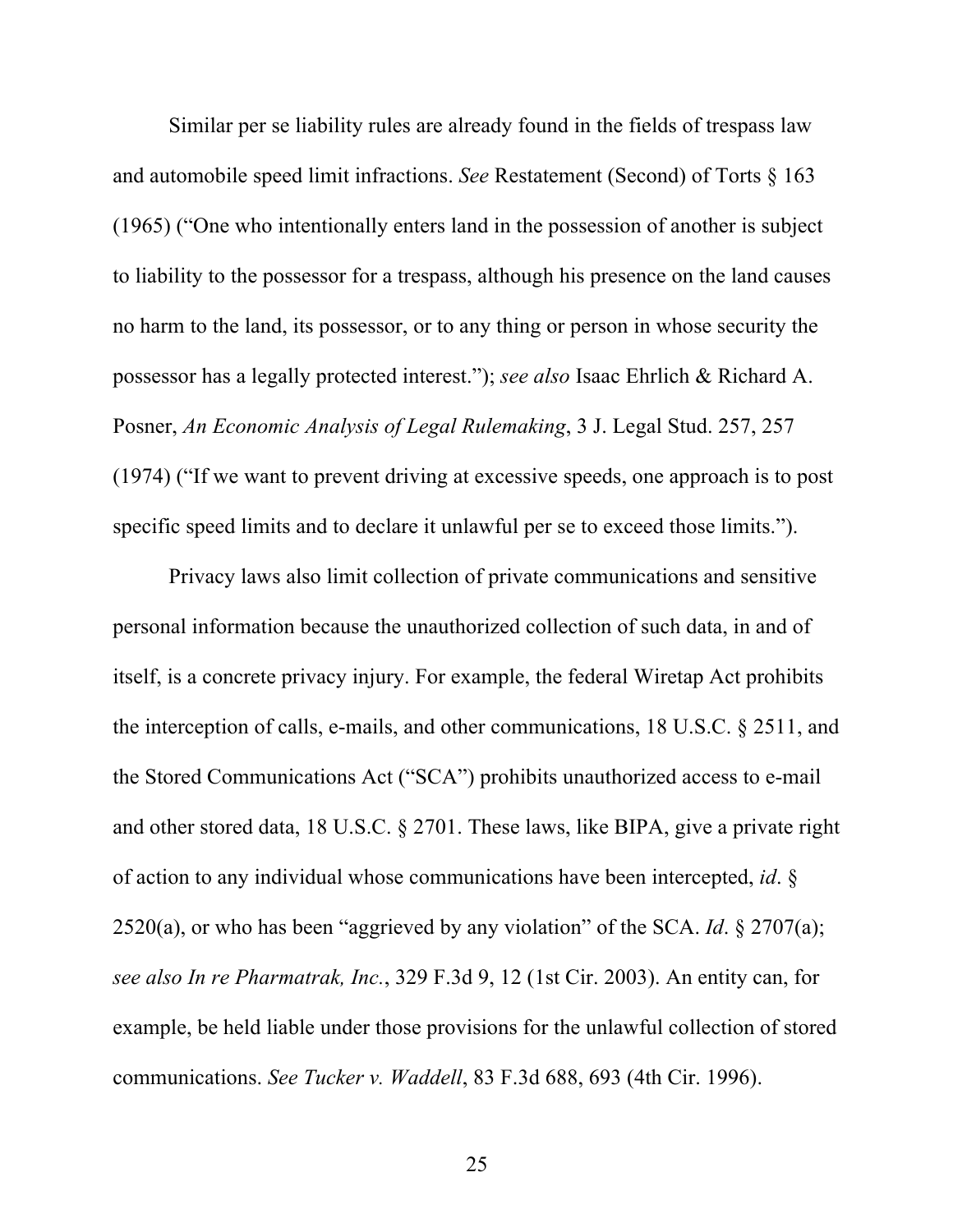Similar per se liability rules are already found in the fields of trespass law and automobile speed limit infractions. *See* Restatement (Second) of Torts § 163 (1965) ("One who intentionally enters land in the possession of another is subject to liability to the possessor for a trespass, although his presence on the land causes no harm to the land, its possessor, or to any thing or person in whose security the possessor has a legally protected interest."); *see also* Isaac Ehrlich & Richard A. Posner, *An Economic Analysis of Legal Rulemaking*, 3 J. Legal Stud. 257, 257 (1974) ("If we want to prevent driving at excessive speeds, one approach is to post specific speed limits and to declare it unlawful per se to exceed those limits.").

Privacy laws also limit collection of private communications and sensitive personal information because the unauthorized collection of such data, in and of itself, is a concrete privacy injury. For example, the federal Wiretap Act prohibits the interception of calls, e-mails, and other communications, 18 U.S.C. § 2511, and the Stored Communications Act ("SCA") prohibits unauthorized access to e-mail and other stored data, 18 U.S.C. § 2701. These laws, like BIPA, give a private right of action to any individual whose communications have been intercepted, *id*. § 2520(a), or who has been "aggrieved by any violation" of the SCA. *Id*. § 2707(a); *see also In re Pharmatrak, Inc.*, 329 F.3d 9, 12 (1st Cir. 2003). An entity can, for example, be held liable under those provisions for the unlawful collection of stored communications. *See Tucker v. Waddell*, 83 F.3d 688, 693 (4th Cir. 1996).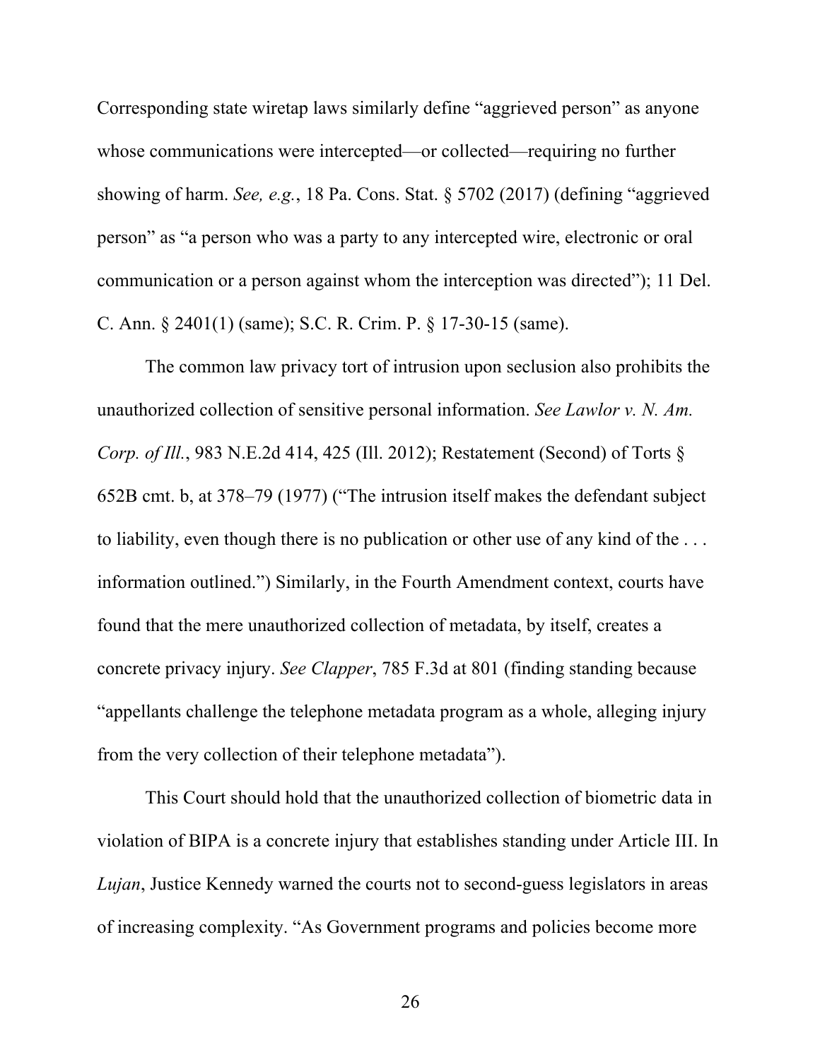Corresponding state wiretap laws similarly define "aggrieved person" as anyone whose communications were intercepted—or collected—requiring no further showing of harm. *See, e.g.*, 18 Pa. Cons. Stat. § 5702 (2017) (defining "aggrieved person" as "a person who was a party to any intercepted wire, electronic or oral communication or a person against whom the interception was directed"); 11 Del. C. Ann. § 2401(1) (same); S.C. R. Crim. P. § 17-30-15 (same).

The common law privacy tort of intrusion upon seclusion also prohibits the unauthorized collection of sensitive personal information. *See Lawlor v. N. Am. Corp. of Ill.*, 983 N.E.2d 414, 425 (Ill. 2012); Restatement (Second) of Torts § 652B cmt. b, at 378–79 (1977) ("The intrusion itself makes the defendant subject to liability, even though there is no publication or other use of any kind of the . . . information outlined.") Similarly, in the Fourth Amendment context, courts have found that the mere unauthorized collection of metadata, by itself, creates a concrete privacy injury. *See Clapper*, 785 F.3d at 801 (finding standing because "appellants challenge the telephone metadata program as a whole, alleging injury from the very collection of their telephone metadata").

This Court should hold that the unauthorized collection of biometric data in violation of BIPA is a concrete injury that establishes standing under Article III. In *Lujan*, Justice Kennedy warned the courts not to second-guess legislators in areas of increasing complexity. "As Government programs and policies become more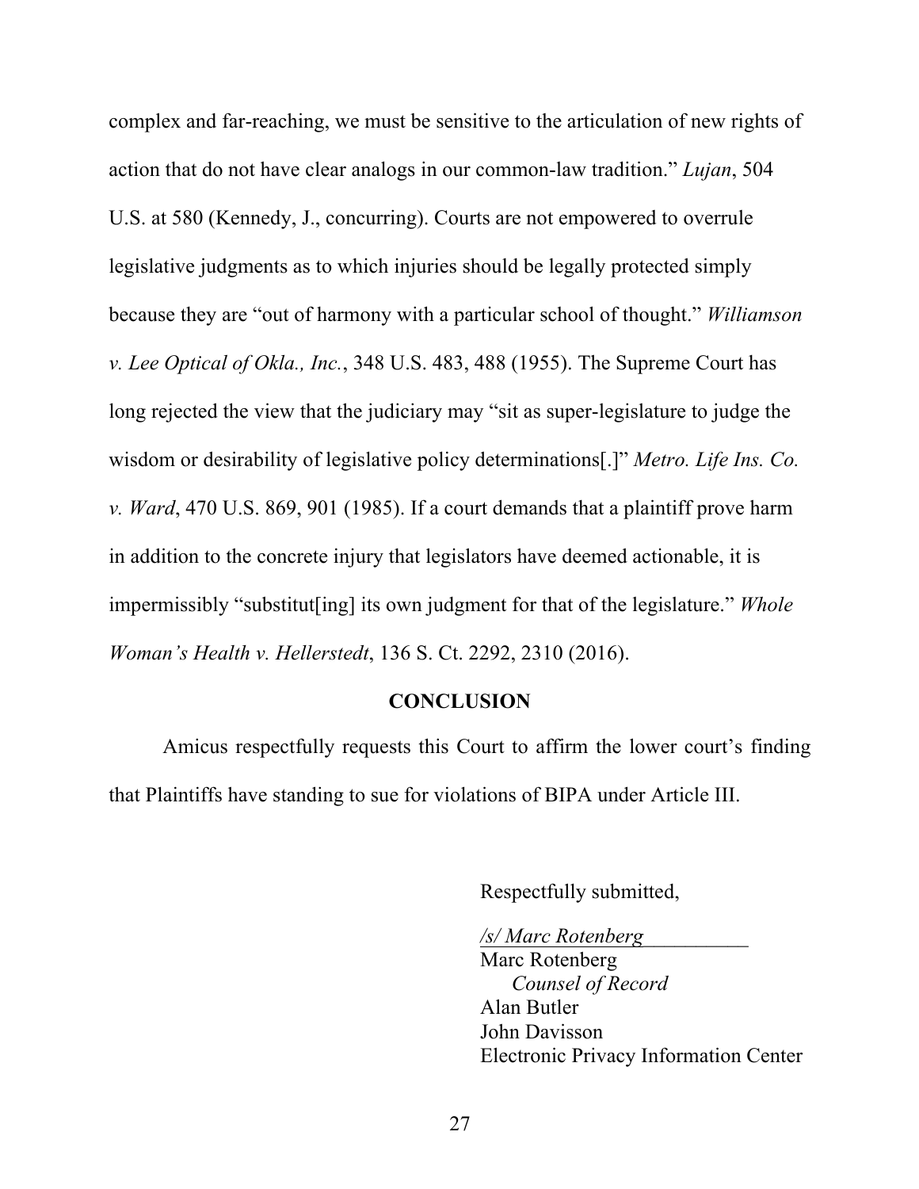complex and far-reaching, we must be sensitive to the articulation of new rights of action that do not have clear analogs in our common-law tradition." *Lujan*, 504 U.S. at 580 (Kennedy, J., concurring). Courts are not empowered to overrule legislative judgments as to which injuries should be legally protected simply because they are "out of harmony with a particular school of thought." *Williamson v. Lee Optical of Okla., Inc.*, 348 U.S. 483, 488 (1955). The Supreme Court has long rejected the view that the judiciary may "sit as super-legislature to judge the wisdom or desirability of legislative policy determinations[.]" *Metro. Life Ins. Co. v. Ward*, 470 U.S. 869, 901 (1985). If a court demands that a plaintiff prove harm in addition to the concrete injury that legislators have deemed actionable, it is impermissibly "substitut[ing] its own judgment for that of the legislature." *Whole Woman's Health v. Hellerstedt*, 136 S. Ct. 2292, 2310 (2016).

## CONCLUSION

Amicus respectfully requests this Court to affirm the lower court's finding that Plaintiffs have standing to sue for violations of BIPA under Article III.

Respectfully submitted,

*/s/ Marc Rotenberg*

Marc Rotenberg
*Counsel of Record*
Alan Butler
John Davisson
Electronic Privacy Information Center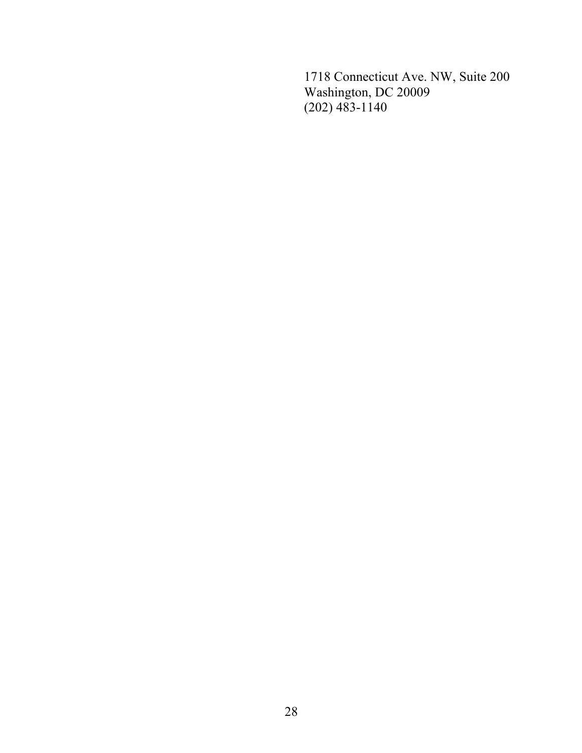1718 Connecticut Ave. NW, Suite 200
Washington, DC 20009
(202) 483-1140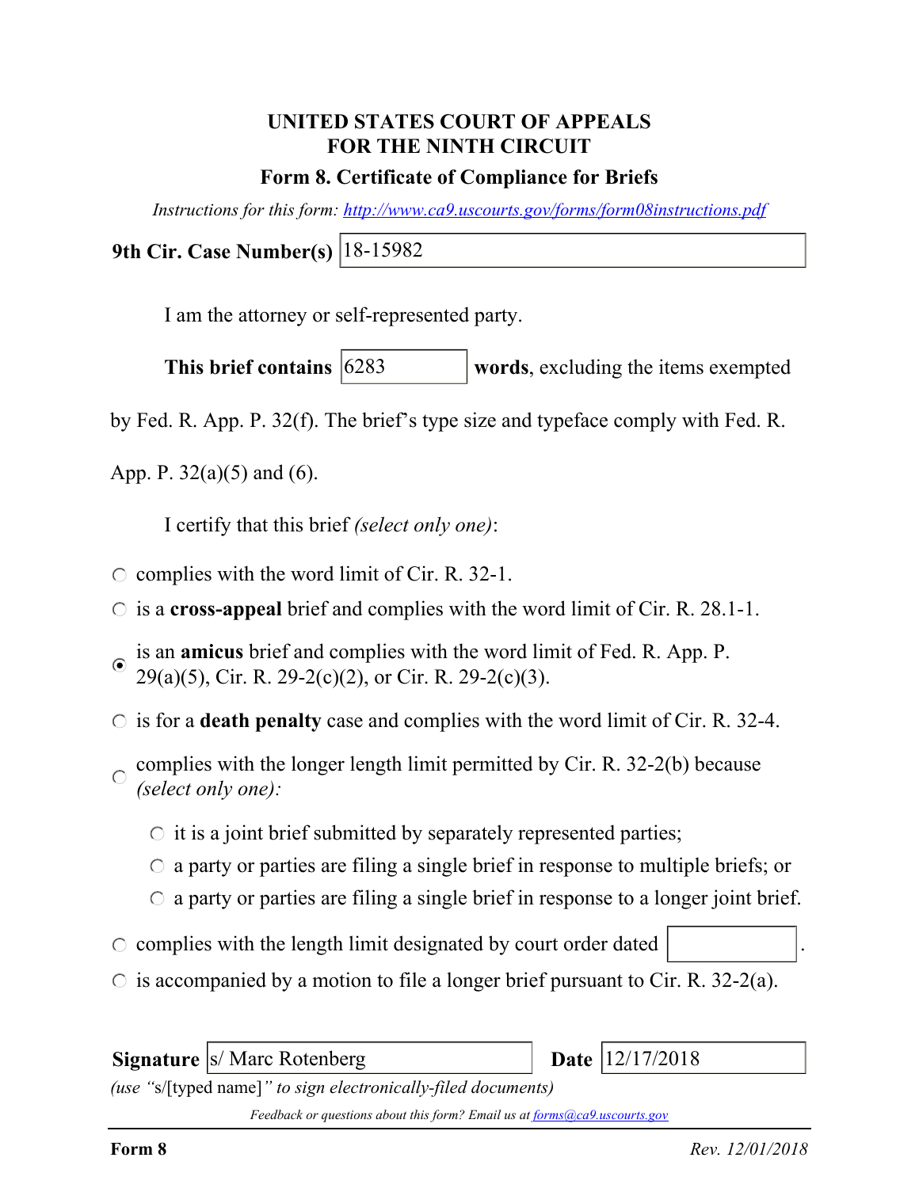# UNITED STATES COURT OF APPEALS FOR THE NINTH CIRCUIT

## Form 8. Certificate of Compliance for Briefs

*Instructions for this form: http://www.ca9.uscourts.gov/forms/form08instructions.pdf*

**9th Cir. Case Number(s)** 18-15982

I am the attorney or self-represented party.

**This brief contains** 6283 **words**, excluding the items exempted by Fed. R. App. P. 32(f). The brief's type size and typeface comply with Fed. R. App. P. 32(a)(5) and (6).

I certify that this brief *(select only one)*:

- ○ complies with the word limit of Cir. R. 32-1.
- ○ is a **cross-appeal** brief and complies with the word limit of Cir. R. 28.1-1.
- ◉ is an **amicus** brief and complies with the word limit of Fed. R. App. P. 29(a)(5), Cir. R. 29-2(c)(2), or Cir. R. 29-2(c)(3).
- ○ is for a **death penalty** case and complies with the word limit of Cir. R. 32-4.
- ○ complies with the longer length limit permitted by Cir. R. 32-2(b) because *(select only one)*:
  - ○ it is a joint brief submitted by separately represented parties;
  - ○ a party or parties are filing a single brief in response to multiple briefs; or
  - ○ a party or parties are filing a single brief in response to a longer joint brief.
- ○ complies with the length limit designated by court order dated ________.
- ○ is accompanied by a motion to file a longer brief pursuant to Cir. R. 32-2(a).

**Signature** s/ Marc Rotenberg **Date** 12/17/2018

*(use "s/[typed name]" to sign electronically-filed documents)*

*Feedback or questions about this form? Email us at forms@ca9.uscourts.gov*

**Form 8** *Rev. 12/01/2018*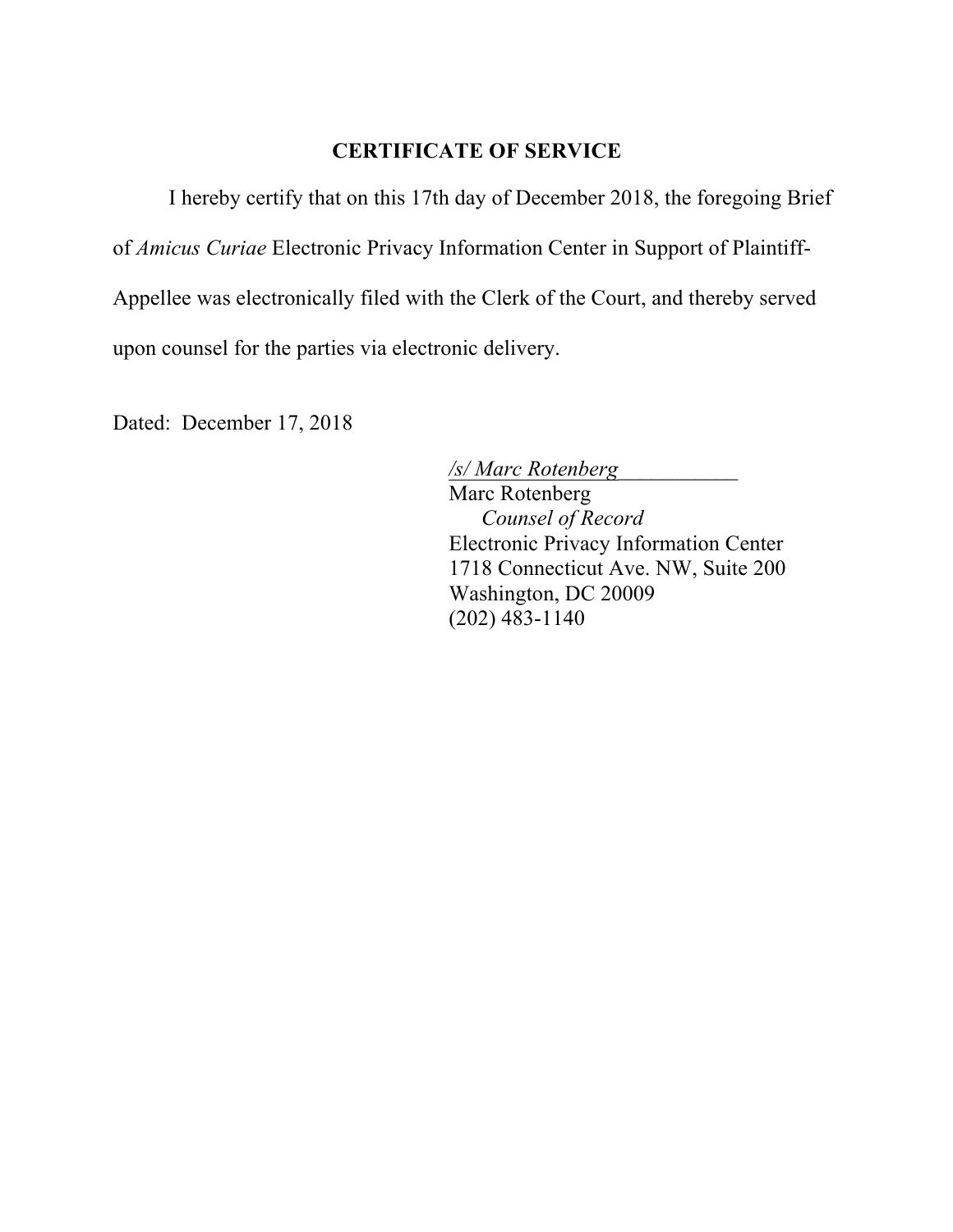## CERTIFICATE OF SERVICE

I hereby certify that on this 17th day of December 2018, the foregoing Brief of *Amicus Curiae* Electronic Privacy Information Center in Support of Plaintiff-Appellee was electronically filed with the Clerk of the Court, and thereby served upon counsel for the parties via electronic delivery.

Dated: December 17, 2018

*/s/ Marc Rotenberg*
Marc Rotenberg
*Counsel of Record*
Electronic Privacy Information Center
1718 Connecticut Ave. NW, Suite 200
Washington, DC 20009
(202) 483-1140